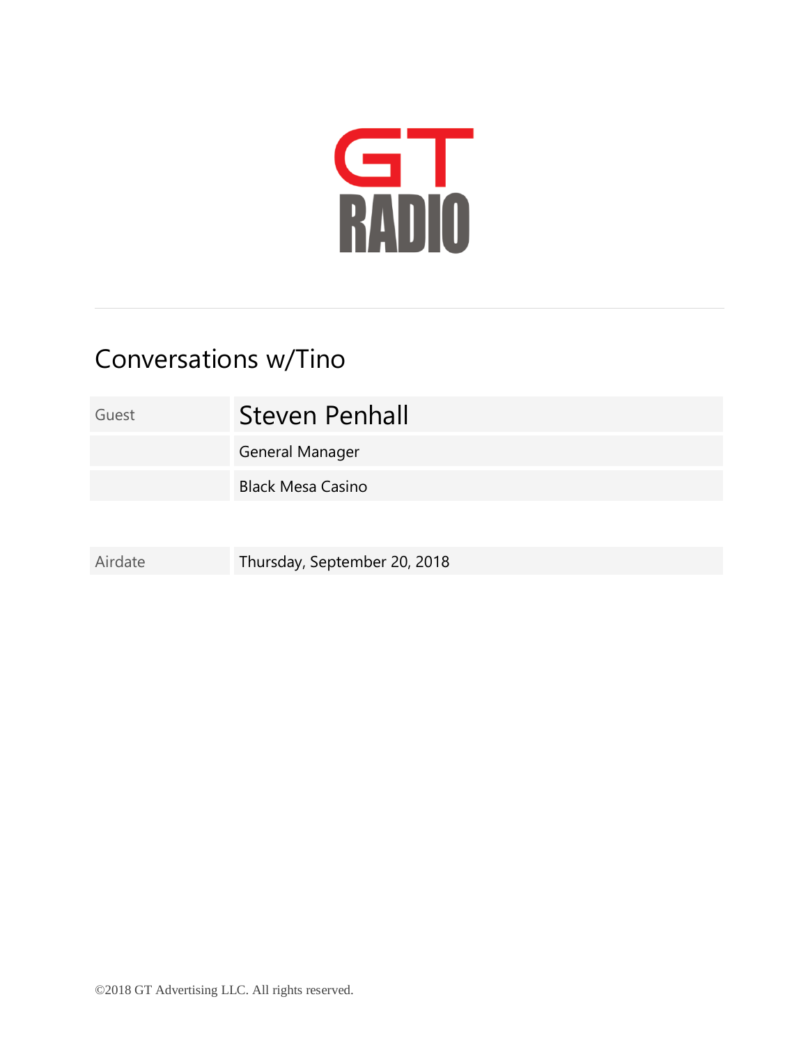GT RADIO

# Conversations w/Tino

| Guest | Steven Penhall |
|---|---|
| | General Manager |
| | Black Mesa Casino |

| Airdate | Thursday, September 20, 2018 |
|---|---|

©2018 GT Advertising LLC. All rights reserved.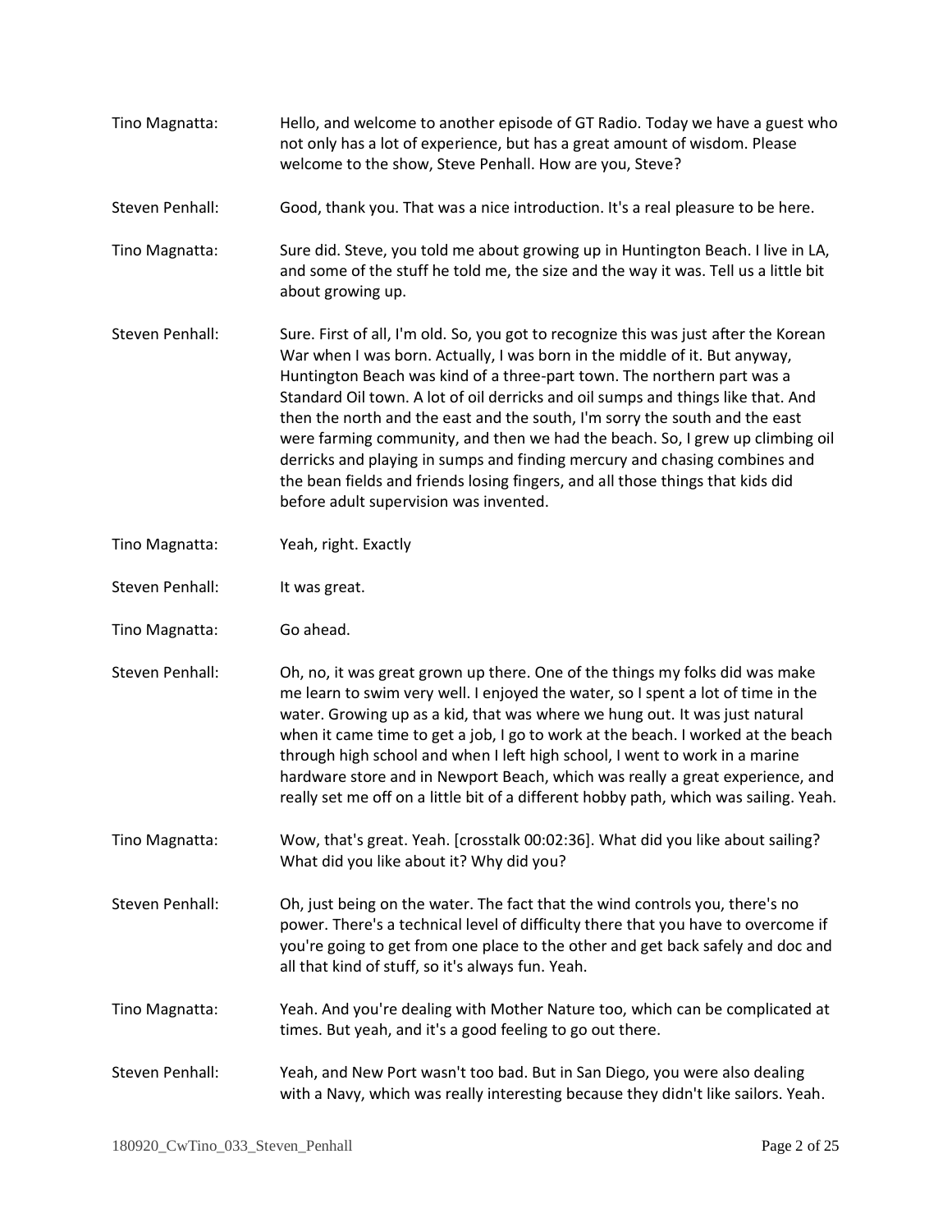Tino Magnatta: Hello, and welcome to another episode of GT Radio. Today we have a guest who not only has a lot of experience, but has a great amount of wisdom. Please welcome to the show, Steve Penhall. How are you, Steve?

Steven Penhall: Good, thank you. That was a nice introduction. It's a real pleasure to be here.

Tino Magnatta: Sure did. Steve, you told me about growing up in Huntington Beach. I live in LA, and some of the stuff he told me, the size and the way it was. Tell us a little bit about growing up.

Steven Penhall: Sure. First of all, I'm old. So, you got to recognize this was just after the Korean War when I was born. Actually, I was born in the middle of it. But anyway, Huntington Beach was kind of a three-part town. The northern part was a Standard Oil town. A lot of oil derricks and oil sumps and things like that. And then the north and the east and the south, I'm sorry the south and the east were farming community, and then we had the beach. So, I grew up climbing oil derricks and playing in sumps and finding mercury and chasing combines and the bean fields and friends losing fingers, and all those things that kids did before adult supervision was invented.

Tino Magnatta: Yeah, right. Exactly

Steven Penhall: It was great.

Tino Magnatta: Go ahead.

Steven Penhall: Oh, no, it was great grown up there. One of the things my folks did was make me learn to swim very well. I enjoyed the water, so I spent a lot of time in the water. Growing up as a kid, that was where we hung out. It was just natural when it came time to get a job, I go to work at the beach. I worked at the beach through high school and when I left high school, I went to work in a marine hardware store and in Newport Beach, which was really a great experience, and really set me off on a little bit of a different hobby path, which was sailing. Yeah.

Tino Magnatta: Wow, that's great. Yeah. [crosstalk 00:02:36]. What did you like about sailing? What did you like about it? Why did you?

Steven Penhall: Oh, just being on the water. The fact that the wind controls you, there's no power. There's a technical level of difficulty there that you have to overcome if you're going to get from one place to the other and get back safely and doc and all that kind of stuff, so it's always fun. Yeah.

Tino Magnatta: Yeah. And you're dealing with Mother Nature too, which can be complicated at times. But yeah, and it's a good feeling to go out there.

Steven Penhall: Yeah, and New Port wasn't too bad. But in San Diego, you were also dealing with a Navy, which was really interesting because they didn't like sailors. Yeah.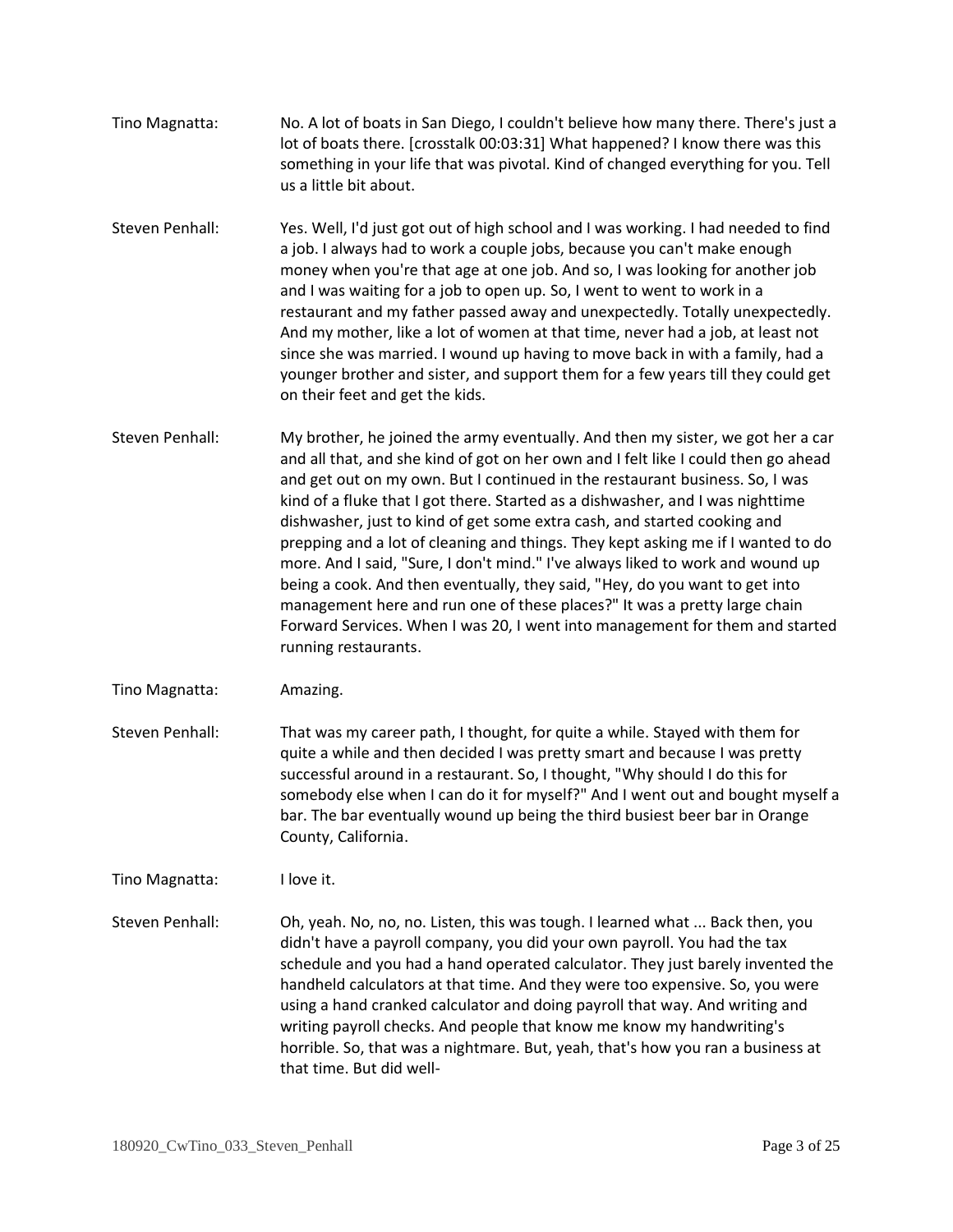Tino Magnatta: No. A lot of boats in San Diego, I couldn't believe how many there. There's just a lot of boats there. [crosstalk 00:03:31] What happened? I know there was this something in your life that was pivotal. Kind of changed everything for you. Tell us a little bit about.

Steven Penhall: Yes. Well, I'd just got out of high school and I was working. I had needed to find a job. I always had to work a couple jobs, because you can't make enough money when you're that age at one job. And so, I was looking for another job and I was waiting for a job to open up. So, I went to went to work in a restaurant and my father passed away and unexpectedly. Totally unexpectedly. And my mother, like a lot of women at that time, never had a job, at least not since she was married. I wound up having to move back in with a family, had a younger brother and sister, and support them for a few years till they could get on their feet and get the kids.

Steven Penhall: My brother, he joined the army eventually. And then my sister, we got her a car and all that, and she kind of got on her own and I felt like I could then go ahead and get out on my own. But I continued in the restaurant business. So, I was kind of a fluke that I got there. Started as a dishwasher, and I was nighttime dishwasher, just to kind of get some extra cash, and started cooking and prepping and a lot of cleaning and things. They kept asking me if I wanted to do more. And I said, "Sure, I don't mind." I've always liked to work and wound up being a cook. And then eventually, they said, "Hey, do you want to get into management here and run one of these places?" It was a pretty large chain Forward Services. When I was 20, I went into management for them and started running restaurants.

Tino Magnatta: Amazing.

Steven Penhall: That was my career path, I thought, for quite a while. Stayed with them for quite a while and then decided I was pretty smart and because I was pretty successful around in a restaurant. So, I thought, "Why should I do this for somebody else when I can do it for myself?" And I went out and bought myself a bar. The bar eventually wound up being the third busiest beer bar in Orange County, California.

Tino Magnatta: I love it.

Steven Penhall: Oh, yeah. No, no, no. Listen, this was tough. I learned what ... Back then, you didn't have a payroll company, you did your own payroll. You had the tax schedule and you had a hand operated calculator. They just barely invented the handheld calculators at that time. And they were too expensive. So, you were using a hand cranked calculator and doing payroll that way. And writing and writing payroll checks. And people that know me know my handwriting's horrible. So, that was a nightmare. But, yeah, that's how you ran a business at that time. But did well-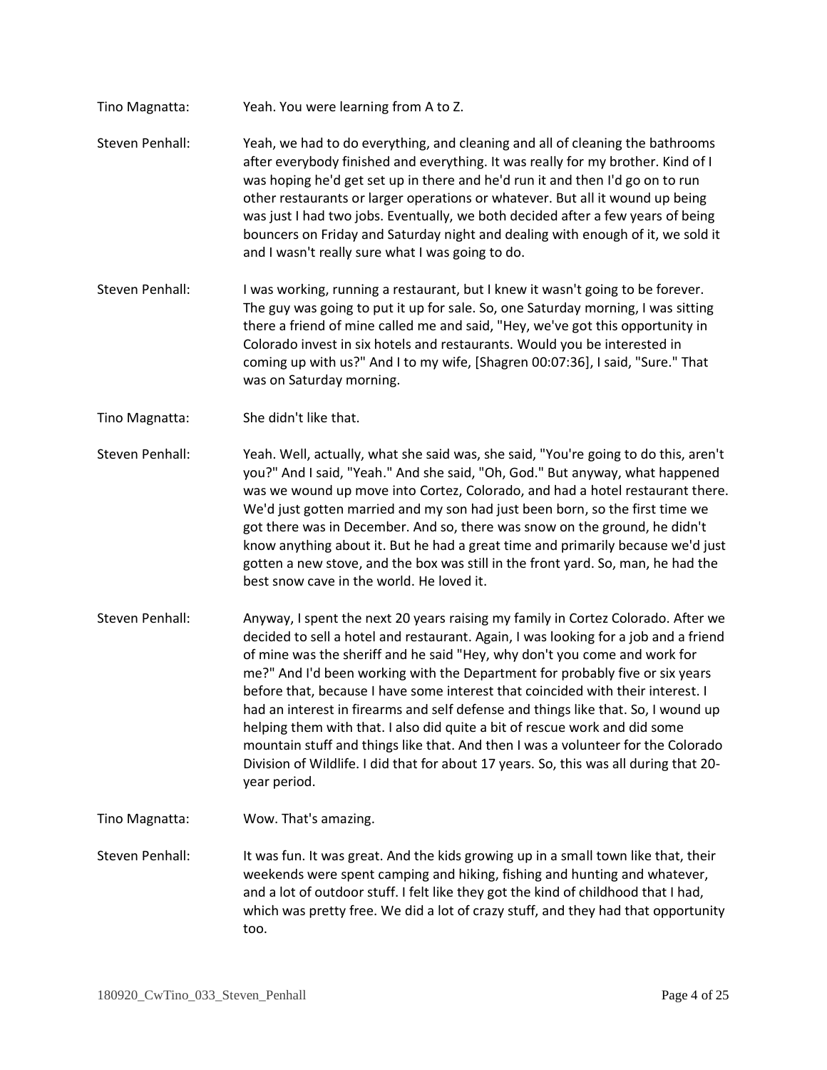Tino Magnatta: Yeah. You were learning from A to Z.

Steven Penhall: Yeah, we had to do everything, and cleaning and all of cleaning the bathrooms after everybody finished and everything. It was really for my brother. Kind of I was hoping he'd get set up in there and he'd run it and then I'd go on to run other restaurants or larger operations or whatever. But all it wound up being was just I had two jobs. Eventually, we both decided after a few years of being bouncers on Friday and Saturday night and dealing with enough of it, we sold it and I wasn't really sure what I was going to do.

Steven Penhall: I was working, running a restaurant, but I knew it wasn't going to be forever. The guy was going to put it up for sale. So, one Saturday morning, I was sitting there a friend of mine called me and said, "Hey, we've got this opportunity in Colorado invest in six hotels and restaurants. Would you be interested in coming up with us?" And I to my wife, [Shagren 00:07:36], I said, "Sure." That was on Saturday morning.

Tino Magnatta: She didn't like that.

Steven Penhall: Yeah. Well, actually, what she said was, she said, "You're going to do this, aren't you?" And I said, "Yeah." And she said, "Oh, God." But anyway, what happened was we wound up move into Cortez, Colorado, and had a hotel restaurant there. We'd just gotten married and my son had just been born, so the first time we got there was in December. And so, there was snow on the ground, he didn't know anything about it. But he had a great time and primarily because we'd just gotten a new stove, and the box was still in the front yard. So, man, he had the best snow cave in the world. He loved it.

Steven Penhall: Anyway, I spent the next 20 years raising my family in Cortez Colorado. After we decided to sell a hotel and restaurant. Again, I was looking for a job and a friend of mine was the sheriff and he said "Hey, why don't you come and work for me?" And I'd been working with the Department for probably five or six years before that, because I have some interest that coincided with their interest. I had an interest in firearms and self defense and things like that. So, I wound up helping them with that. I also did quite a bit of rescue work and did some mountain stuff and things like that. And then I was a volunteer for the Colorado Division of Wildlife. I did that for about 17 years. So, this was all during that 20-year period.

Tino Magnatta: Wow. That's amazing.

Steven Penhall: It was fun. It was great. And the kids growing up in a small town like that, their weekends were spent camping and hiking, fishing and hunting and whatever, and a lot of outdoor stuff. I felt like they got the kind of childhood that I had, which was pretty free. We did a lot of crazy stuff, and they had that opportunity too.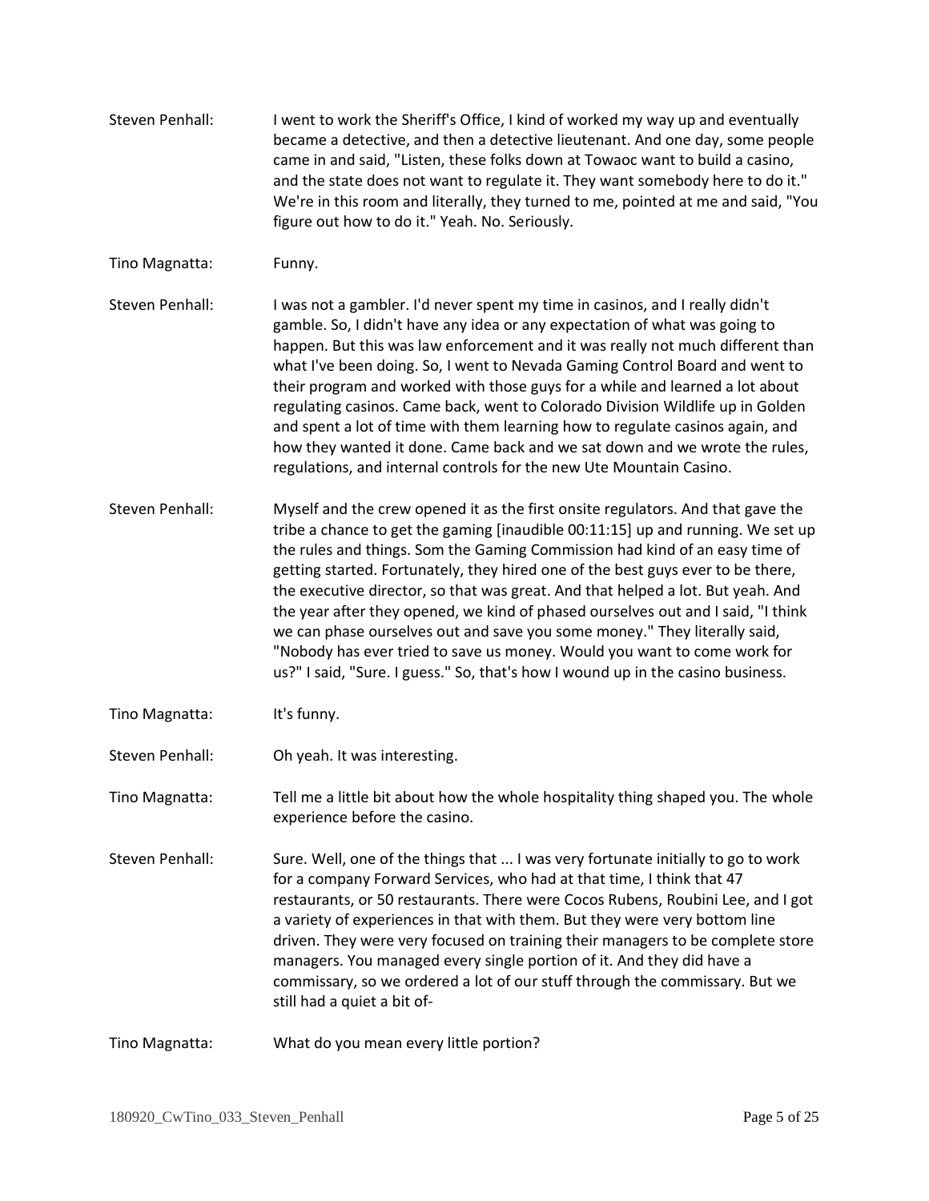Steven Penhall: I went to work the Sheriff's Office, I kind of worked my way up and eventually became a detective, and then a detective lieutenant. And one day, some people came in and said, "Listen, these folks down at Towaoc want to build a casino, and the state does not want to regulate it. They want somebody here to do it." We're in this room and literally, they turned to me, pointed at me and said, "You figure out how to do it." Yeah. No. Seriously.

Tino Magnatta: Funny.

Steven Penhall: I was not a gambler. I'd never spent my time in casinos, and I really didn't gamble. So, I didn't have any idea or any expectation of what was going to happen. But this was law enforcement and it was really not much different than what I've been doing. So, I went to Nevada Gaming Control Board and went to their program and worked with those guys for a while and learned a lot about regulating casinos. Came back, went to Colorado Division Wildlife up in Golden and spent a lot of time with them learning how to regulate casinos again, and how they wanted it done. Came back and we sat down and we wrote the rules, regulations, and internal controls for the new Ute Mountain Casino.

Steven Penhall: Myself and the crew opened it as the first onsite regulators. And that gave the tribe a chance to get the gaming [inaudible 00:11:15] up and running. We set up the rules and things. Som the Gaming Commission had kind of an easy time of getting started. Fortunately, they hired one of the best guys ever to be there, the executive director, so that was great. And that helped a lot. But yeah. And the year after they opened, we kind of phased ourselves out and I said, "I think we can phase ourselves out and save you some money." They literally said, "Nobody has ever tried to save us money. Would you want to come work for us?" I said, "Sure. I guess." So, that's how I wound up in the casino business.

Tino Magnatta: It's funny.

Steven Penhall: Oh yeah. It was interesting.

Tino Magnatta: Tell me a little bit about how the whole hospitality thing shaped you. The whole experience before the casino.

Steven Penhall: Sure. Well, one of the things that ... I was very fortunate initially to go to work for a company Forward Services, who had at that time, I think that 47 restaurants, or 50 restaurants. There were Cocos Rubens, Roubini Lee, and I got a variety of experiences in that with them. But they were very bottom line driven. They were very focused on training their managers to be complete store managers. You managed every single portion of it. And they did have a commissary, so we ordered a lot of our stuff through the commissary. But we still had a quiet a bit of-

Tino Magnatta: What do you mean every little portion?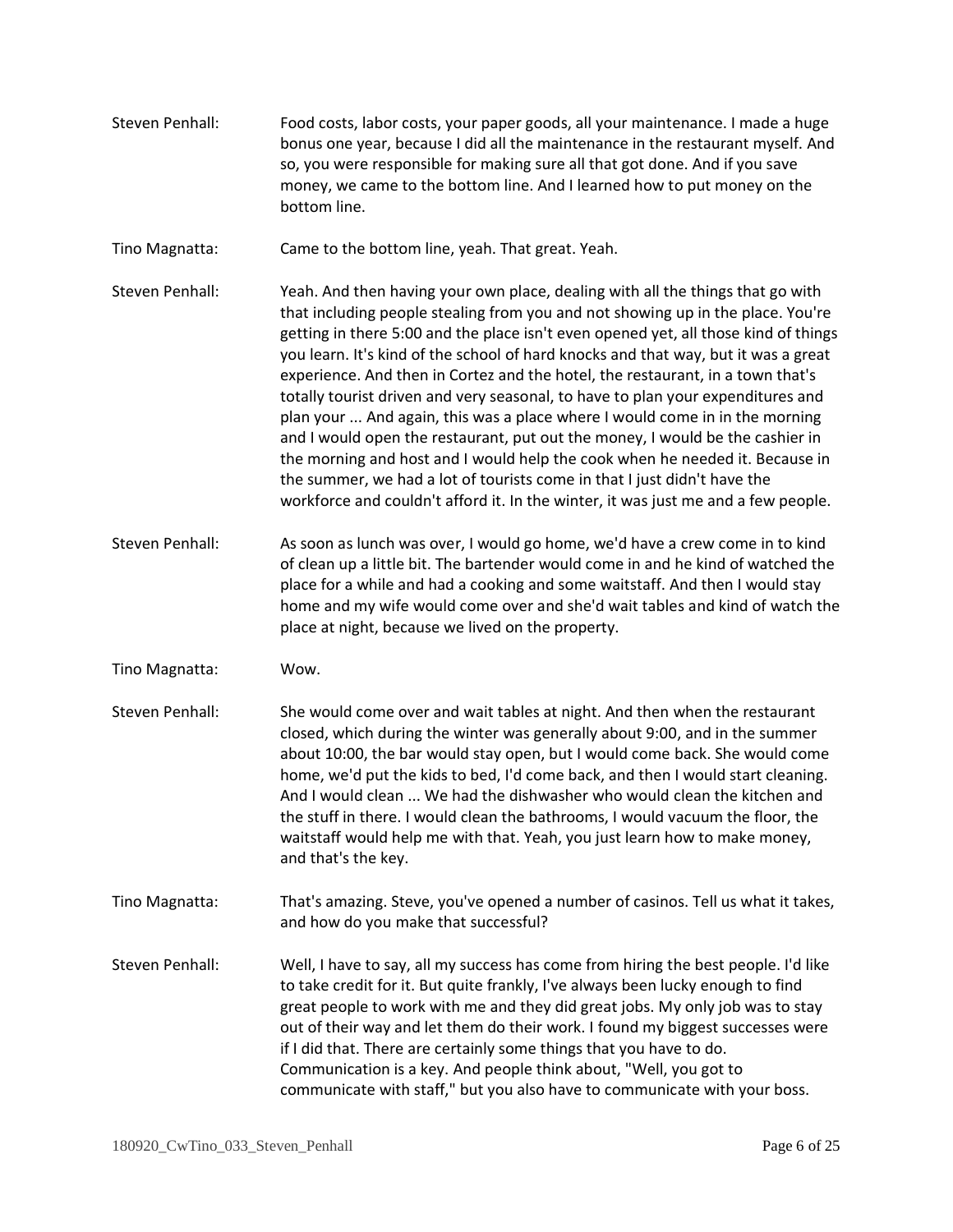Steven Penhall: Food costs, labor costs, your paper goods, all your maintenance. I made a huge bonus one year, because I did all the maintenance in the restaurant myself. And so, you were responsible for making sure all that got done. And if you save money, we came to the bottom line. And I learned how to put money on the bottom line.

Tino Magnatta: Came to the bottom line, yeah. That great. Yeah.

Steven Penhall: Yeah. And then having your own place, dealing with all the things that go with that including people stealing from you and not showing up in the place. You're getting in there 5:00 and the place isn't even opened yet, all those kind of things you learn. It's kind of the school of hard knocks and that way, but it was a great experience. And then in Cortez and the hotel, the restaurant, in a town that's totally tourist driven and very seasonal, to have to plan your expenditures and plan your ... And again, this was a place where I would come in in the morning and I would open the restaurant, put out the money, I would be the cashier in the morning and host and I would help the cook when he needed it. Because in the summer, we had a lot of tourists come in that I just didn't have the workforce and couldn't afford it. In the winter, it was just me and a few people.

Steven Penhall: As soon as lunch was over, I would go home, we'd have a crew come in to kind of clean up a little bit. The bartender would come in and he kind of watched the place for a while and had a cooking and some waitstaff. And then I would stay home and my wife would come over and she'd wait tables and kind of watch the place at night, because we lived on the property.

Tino Magnatta: Wow.

Steven Penhall: She would come over and wait tables at night. And then when the restaurant closed, which during the winter was generally about 9:00, and in the summer about 10:00, the bar would stay open, but I would come back. She would come home, we'd put the kids to bed, I'd come back, and then I would start cleaning. And I would clean ... We had the dishwasher who would clean the kitchen and the stuff in there. I would clean the bathrooms, I would vacuum the floor, the waitstaff would help me with that. Yeah, you just learn how to make money, and that's the key.

Tino Magnatta: That's amazing. Steve, you've opened a number of casinos. Tell us what it takes, and how do you make that successful?

Steven Penhall: Well, I have to say, all my success has come from hiring the best people. I'd like to take credit for it. But quite frankly, I've always been lucky enough to find great people to work with me and they did great jobs. My only job was to stay out of their way and let them do their work. I found my biggest successes were if I did that. There are certainly some things that you have to do. Communication is a key. And people think about, "Well, you got to communicate with staff," but you also have to communicate with your boss.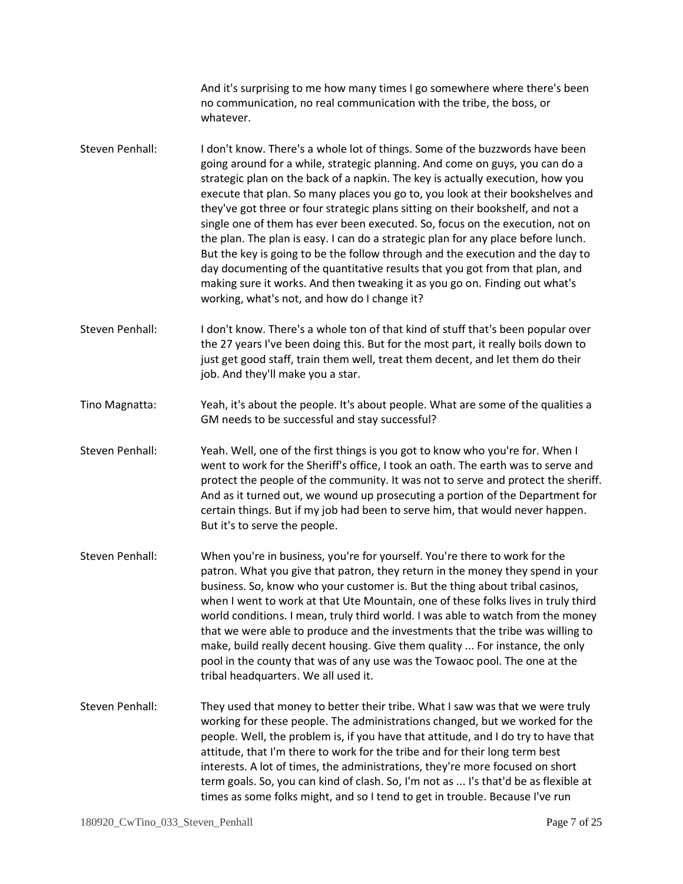And it's surprising to me how many times I go somewhere where there's been no communication, no real communication with the tribe, the boss, or whatever.

**Steven Penhall:** I don't know. There's a whole lot of things. Some of the buzzwords have been going around for a while, strategic planning. And come on guys, you can do a strategic plan on the back of a napkin. The key is actually execution, how you execute that plan. So many places you go to, you look at their bookshelves and they've got three or four strategic plans sitting on their bookshelf, and not a single one of them has ever been executed. So, focus on the execution, not on the plan. The plan is easy. I can do a strategic plan for any place before lunch. But the key is going to be the follow through and the execution and the day to day documenting of the quantitative results that you got from that plan, and making sure it works. And then tweaking it as you go on. Finding out what's working, what's not, and how do I change it?

**Steven Penhall:** I don't know. There's a whole ton of that kind of stuff that's been popular over the 27 years I've been doing this. But for the most part, it really boils down to just get good staff, train them well, treat them decent, and let them do their job. And they'll make you a star.

**Tino Magnatta:** Yeah, it's about the people. It's about people. What are some of the qualities a GM needs to be successful and stay successful?

**Steven Penhall:** Yeah. Well, one of the first things is you got to know who you're for. When I went to work for the Sheriff's office, I took an oath. The earth was to serve and protect the people of the community. It was not to serve and protect the sheriff. And as it turned out, we wound up prosecuting a portion of the Department for certain things. But if my job had been to serve him, that would never happen. But it's to serve the people.

**Steven Penhall:** When you're in business, you're for yourself. You're there to work for the patron. What you give that patron, they return in the money they spend in your business. So, know who your customer is. But the thing about tribal casinos, when I went to work at that Ute Mountain, one of these folks lives in truly third world conditions. I mean, truly third world. I was able to watch from the money that we were able to produce and the investments that the tribe was willing to make, build really decent housing. Give them quality ... For instance, the only pool in the county that was of any use was the Towaoc pool. The one at the tribal headquarters. We all used it.

**Steven Penhall:** They used that money to better their tribe. What I saw was that we were truly working for these people. The administrations changed, but we worked for the people. Well, the problem is, if you have that attitude, and I do try to have that attitude, that I'm there to work for the tribe and for their long term best interests. A lot of times, the administrations, they're more focused on short term goals. So, you can kind of clash. So, I'm not as ... I's that'd be as flexible at times as some folks might, and so I tend to get in trouble. Because I've run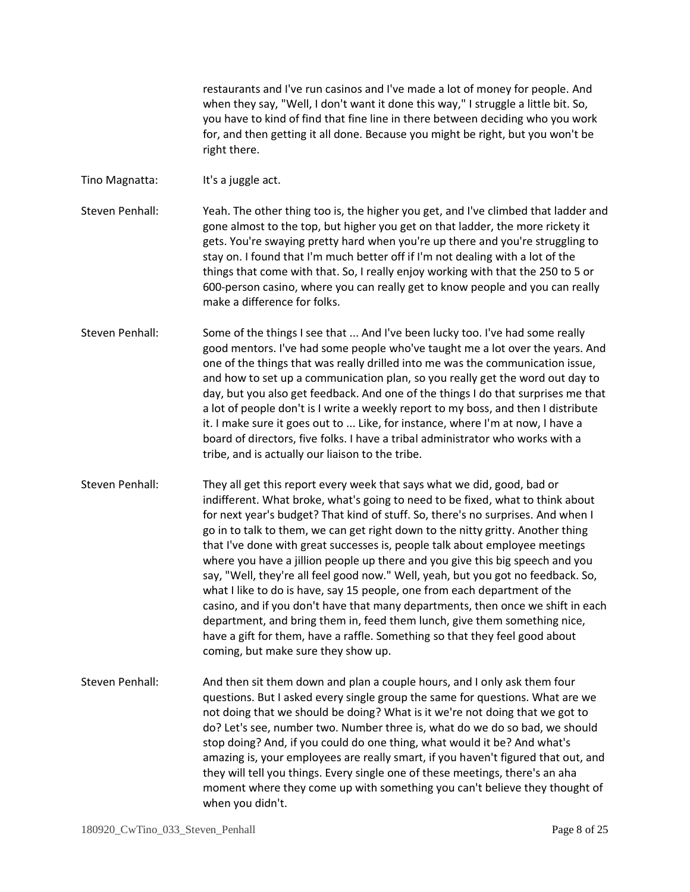restaurants and I've run casinos and I've made a lot of money for people. And when they say, "Well, I don't want it done this way," I struggle a little bit. So, you have to kind of find that fine line in there between deciding who you work for, and then getting it all done. Because you might be right, but you won't be right there.

Tino Magnatta: It's a juggle act.

Steven Penhall: Yeah. The other thing too is, the higher you get, and I've climbed that ladder and gone almost to the top, but higher you get on that ladder, the more rickety it gets. You're swaying pretty hard when you're up there and you're struggling to stay on. I found that I'm much better off if I'm not dealing with a lot of the things that come with that. So, I really enjoy working with that the 250 to 5 or 600-person casino, where you can really get to know people and you can really make a difference for folks.

Steven Penhall: Some of the things I see that ... And I've been lucky too. I've had some really good mentors. I've had some people who've taught me a lot over the years. And one of the things that was really drilled into me was the communication issue, and how to set up a communication plan, so you really get the word out day to day, but you also get feedback. And one of the things I do that surprises me that a lot of people don't is I write a weekly report to my boss, and then I distribute it. I make sure it goes out to ... Like, for instance, where I'm at now, I have a board of directors, five folks. I have a tribal administrator who works with a tribe, and is actually our liaison to the tribe.

Steven Penhall: They all get this report every week that says what we did, good, bad or indifferent. What broke, what's going to need to be fixed, what to think about for next year's budget? That kind of stuff. So, there's no surprises. And when I go in to talk to them, we can get right down to the nitty gritty. Another thing that I've done with great successes is, people talk about employee meetings where you have a jillion people up there and you give this big speech and you say, "Well, they're all feel good now." Well, yeah, but you got no feedback. So, what I like to do is have, say 15 people, one from each department of the casino, and if you don't have that many departments, then once we shift in each department, and bring them in, feed them lunch, give them something nice, have a gift for them, have a raffle. Something so that they feel good about coming, but make sure they show up.

Steven Penhall: And then sit them down and plan a couple hours, and I only ask them four questions. But I asked every single group the same for questions. What are we not doing that we should be doing? What is it we're not doing that we got to do? Let's see, number two. Number three is, what do we do so bad, we should stop doing? And, if you could do one thing, what would it be? And what's amazing is, your employees are really smart, if you haven't figured that out, and they will tell you things. Every single one of these meetings, there's an aha moment where they come up with something you can't believe they thought of when you didn't.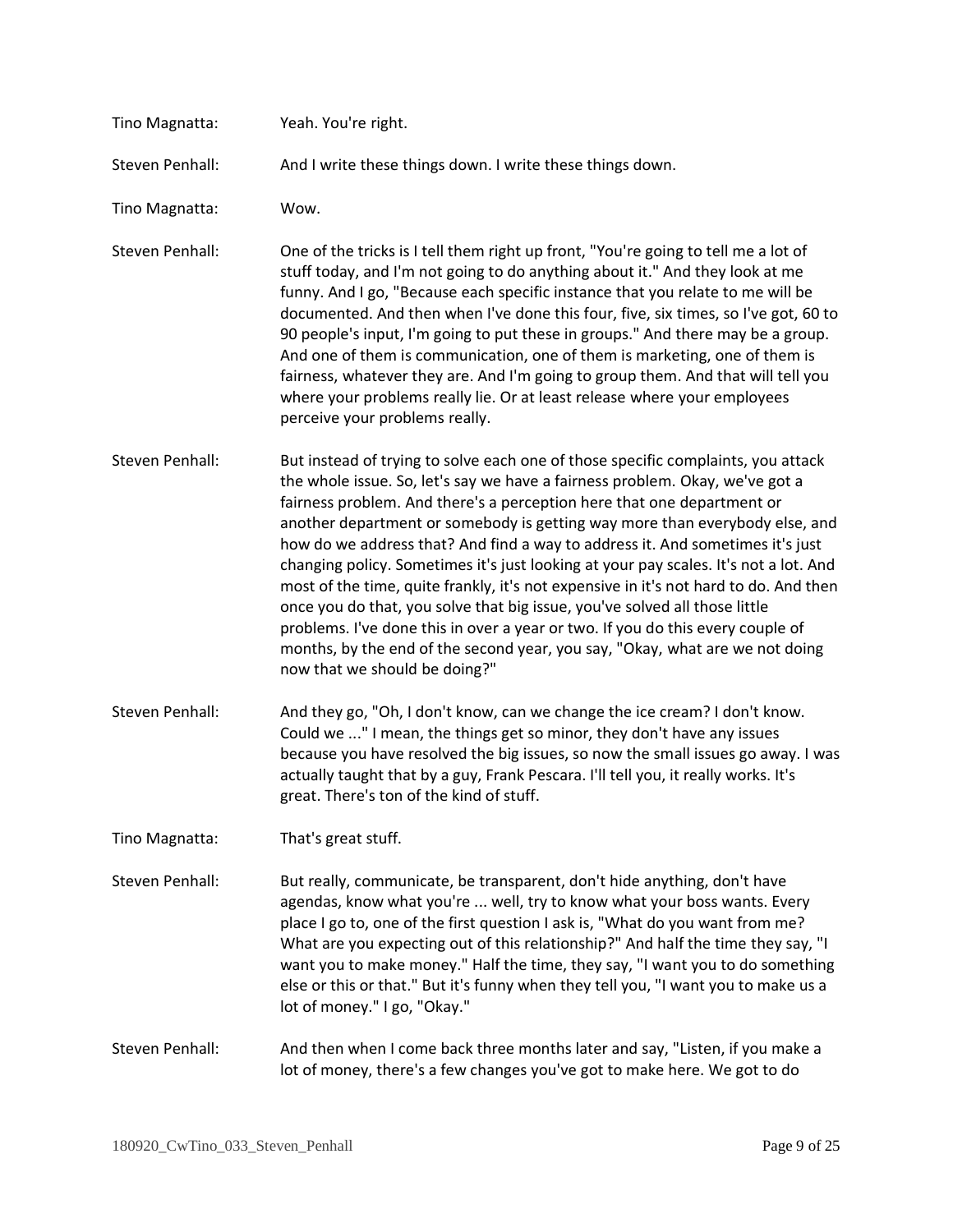Tino Magnatta: Yeah. You're right.

Steven Penhall: And I write these things down. I write these things down.

Tino Magnatta: Wow.

Steven Penhall: One of the tricks is I tell them right up front, "You're going to tell me a lot of stuff today, and I'm not going to do anything about it." And they look at me funny. And I go, "Because each specific instance that you relate to me will be documented. And then when I've done this four, five, six times, so I've got, 60 to 90 people's input, I'm going to put these in groups." And there may be a group. And one of them is communication, one of them is marketing, one of them is fairness, whatever they are. And I'm going to group them. And that will tell you where your problems really lie. Or at least release where your employees perceive your problems really.

Steven Penhall: But instead of trying to solve each one of those specific complaints, you attack the whole issue. So, let's say we have a fairness problem. Okay, we've got a fairness problem. And there's a perception here that one department or another department or somebody is getting way more than everybody else, and how do we address that? And find a way to address it. And sometimes it's just changing policy. Sometimes it's just looking at your pay scales. It's not a lot. And most of the time, quite frankly, it's not expensive in it's not hard to do. And then once you do that, you solve that big issue, you've solved all those little problems. I've done this in over a year or two. If you do this every couple of months, by the end of the second year, you say, "Okay, what are we not doing now that we should be doing?"

Steven Penhall: And they go, "Oh, I don't know, can we change the ice cream? I don't know. Could we ..." I mean, the things get so minor, they don't have any issues because you have resolved the big issues, so now the small issues go away. I was actually taught that by a guy, Frank Pescara. I'll tell you, it really works. It's great. There's ton of the kind of stuff.

Tino Magnatta: That's great stuff.

Steven Penhall: But really, communicate, be transparent, don't hide anything, don't have agendas, know what you're ... well, try to know what your boss wants. Every place I go to, one of the first question I ask is, "What do you want from me? What are you expecting out of this relationship?" And half the time they say, "I want you to make money." Half the time, they say, "I want you to do something else or this or that." But it's funny when they tell you, "I want you to make us a lot of money." I go, "Okay."

Steven Penhall: And then when I come back three months later and say, "Listen, if you make a lot of money, there's a few changes you've got to make here. We got to do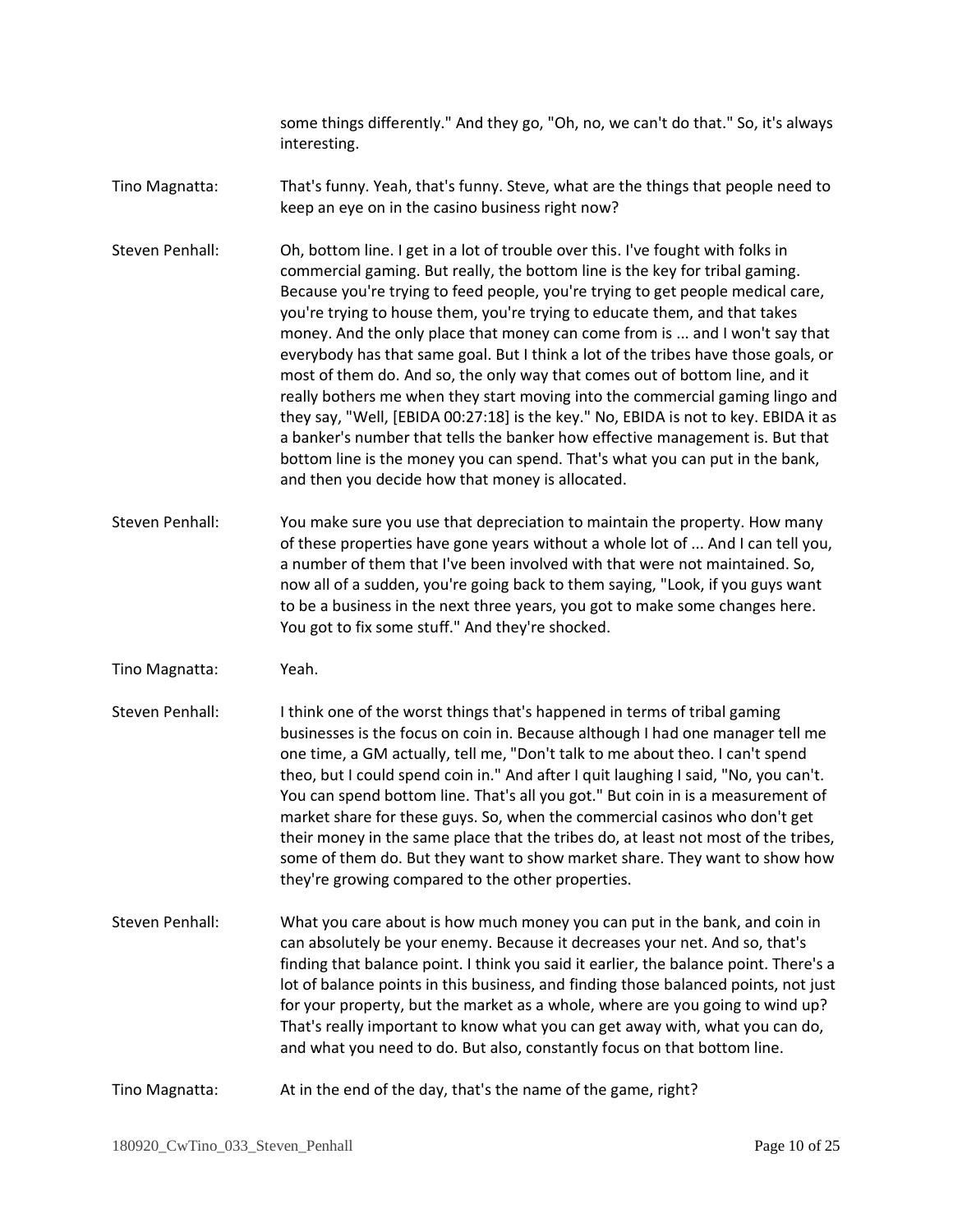some things differently." And they go, "Oh, no, we can't do that." So, it's always interesting.

Tino Magnatta: That's funny. Yeah, that's funny. Steve, what are the things that people need to keep an eye on in the casino business right now?

Steven Penhall: Oh, bottom line. I get in a lot of trouble over this. I've fought with folks in commercial gaming. But really, the bottom line is the key for tribal gaming. Because you're trying to feed people, you're trying to get people medical care, you're trying to house them, you're trying to educate them, and that takes money. And the only place that money can come from is ... and I won't say that everybody has that same goal. But I think a lot of the tribes have those goals, or most of them do. And so, the only way that comes out of bottom line, and it really bothers me when they start moving into the commercial gaming lingo and they say, "Well, [EBIDA 00:27:18] is the key." No, EBIDA is not to key. EBIDA it as a banker's number that tells the banker how effective management is. But that bottom line is the money you can spend. That's what you can put in the bank, and then you decide how that money is allocated.

Steven Penhall: You make sure you use that depreciation to maintain the property. How many of these properties have gone years without a whole lot of ... And I can tell you, a number of them that I've been involved with that were not maintained. So, now all of a sudden, you're going back to them saying, "Look, if you guys want to be a business in the next three years, you got to make some changes here. You got to fix some stuff." And they're shocked.

Tino Magnatta: Yeah.

Steven Penhall: I think one of the worst things that's happened in terms of tribal gaming businesses is the focus on coin in. Because although I had one manager tell me one time, a GM actually, tell me, "Don't talk to me about theo. I can't spend theo, but I could spend coin in." And after I quit laughing I said, "No, you can't. You can spend bottom line. That's all you got." But coin in is a measurement of market share for these guys. So, when the commercial casinos who don't get their money in the same place that the tribes do, at least not most of the tribes, some of them do. But they want to show market share. They want to show how they're growing compared to the other properties.

Steven Penhall: What you care about is how much money you can put in the bank, and coin in can absolutely be your enemy. Because it decreases your net. And so, that's finding that balance point. I think you said it earlier, the balance point. There's a lot of balance points in this business, and finding those balanced points, not just for your property, but the market as a whole, where are you going to wind up? That's really important to know what you can get away with, what you can do, and what you need to do. But also, constantly focus on that bottom line.

Tino Magnatta: At in the end of the day, that's the name of the game, right?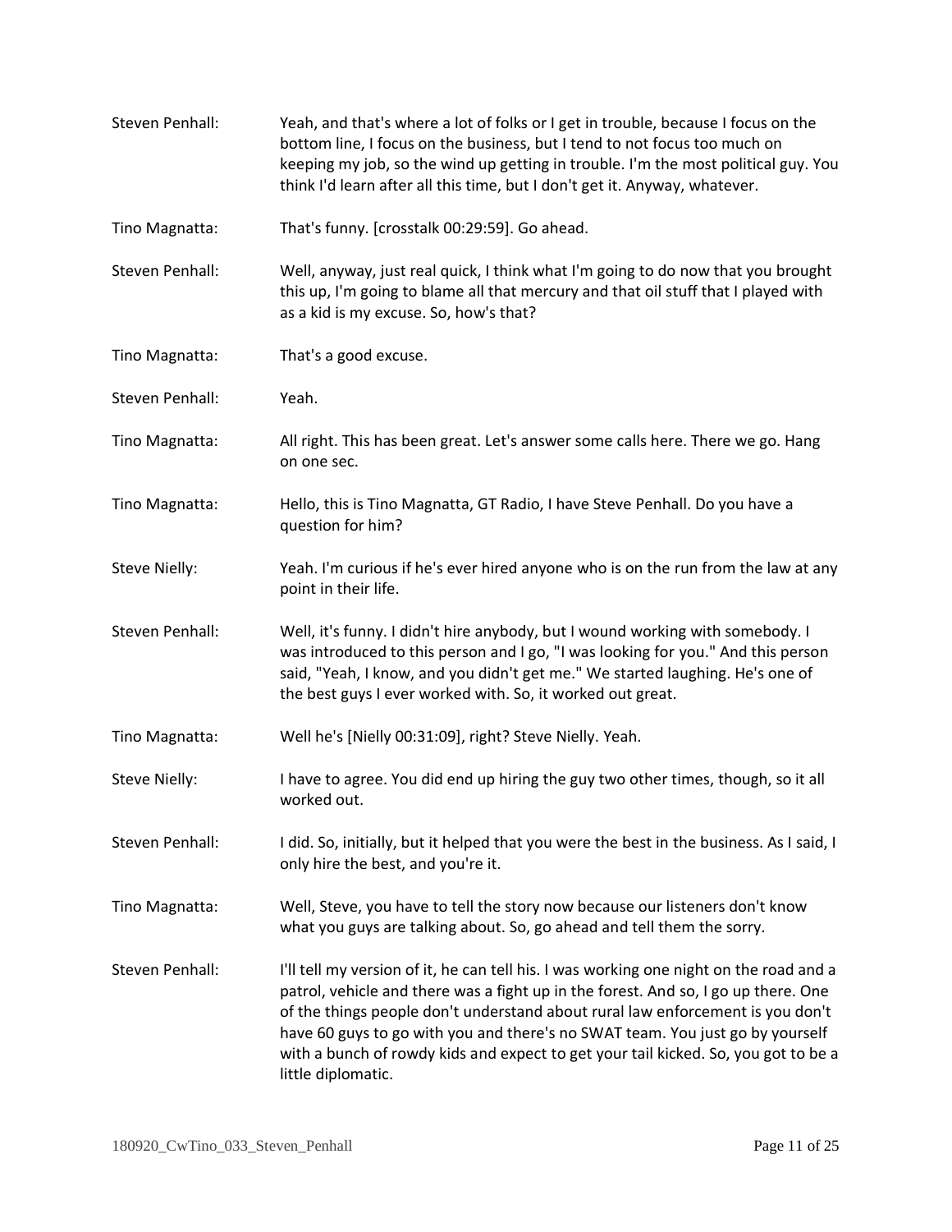Steven Penhall: Yeah, and that's where a lot of folks or I get in trouble, because I focus on the bottom line, I focus on the business, but I tend to not focus too much on keeping my job, so the wind up getting in trouble. I'm the most political guy. You think I'd learn after all this time, but I don't get it. Anyway, whatever.

Tino Magnatta: That's funny. [crosstalk 00:29:59]. Go ahead.

Steven Penhall: Well, anyway, just real quick, I think what I'm going to do now that you brought this up, I'm going to blame all that mercury and that oil stuff that I played with as a kid is my excuse. So, how's that?

Tino Magnatta: That's a good excuse.

Steven Penhall: Yeah.

Tino Magnatta: All right. This has been great. Let's answer some calls here. There we go. Hang on one sec.

Tino Magnatta: Hello, this is Tino Magnatta, GT Radio, I have Steve Penhall. Do you have a question for him?

Steve Nielly: Yeah. I'm curious if he's ever hired anyone who is on the run from the law at any point in their life.

Steven Penhall: Well, it's funny. I didn't hire anybody, but I wound working with somebody. I was introduced to this person and I go, "I was looking for you." And this person said, "Yeah, I know, and you didn't get me." We started laughing. He's one of the best guys I ever worked with. So, it worked out great.

Tino Magnatta: Well he's [Nielly 00:31:09], right? Steve Nielly. Yeah.

Steve Nielly: I have to agree. You did end up hiring the guy two other times, though, so it all worked out.

Steven Penhall: I did. So, initially, but it helped that you were the best in the business. As I said, I only hire the best, and you're it.

Tino Magnatta: Well, Steve, you have to tell the story now because our listeners don't know what you guys are talking about. So, go ahead and tell them the sorry.

Steven Penhall: I'll tell my version of it, he can tell his. I was working one night on the road and a patrol, vehicle and there was a fight up in the forest. And so, I go up there. One of the things people don't understand about rural law enforcement is you don't have 60 guys to go with you and there's no SWAT team. You just go by yourself with a bunch of rowdy kids and expect to get your tail kicked. So, you got to be a little diplomatic.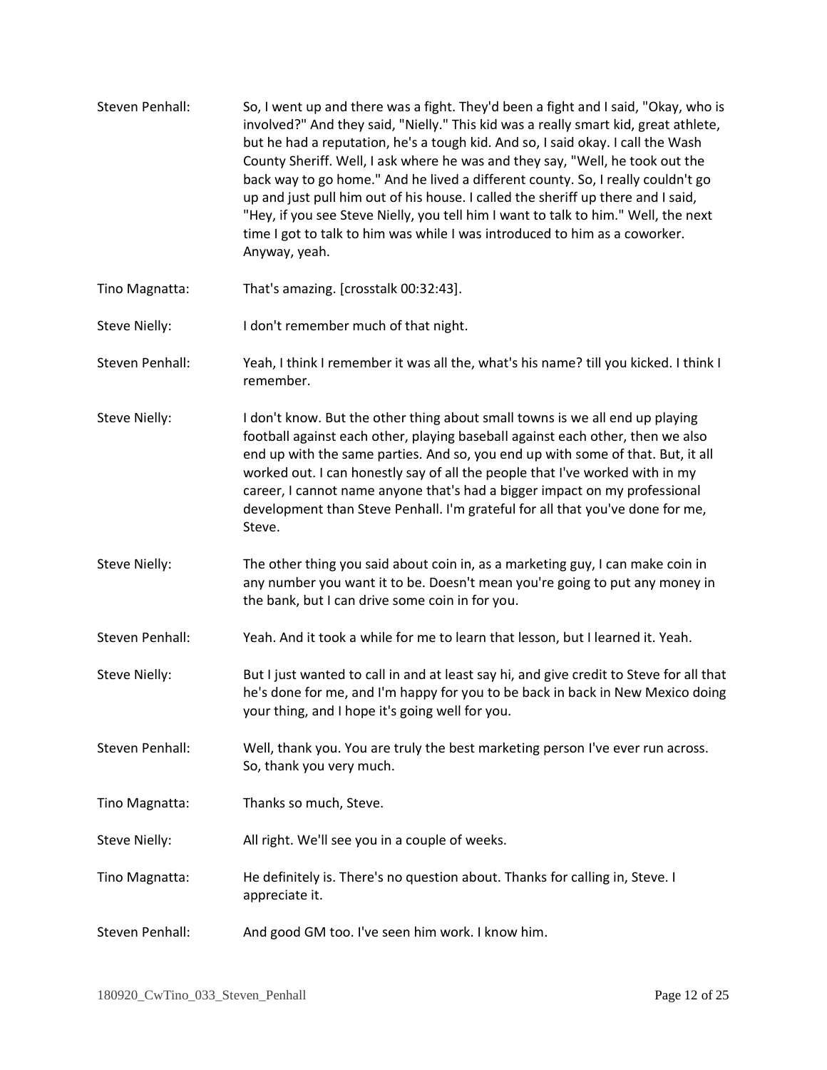Steven Penhall: So, I went up and there was a fight. They'd been a fight and I said, "Okay, who is involved?" And they said, "Nielly." This kid was a really smart kid, great athlete, but he had a reputation, he's a tough kid. And so, I said okay. I call the Wash County Sheriff. Well, I ask where he was and they say, "Well, he took out the back way to go home." And he lived a different county. So, I really couldn't go up and just pull him out of his house. I called the sheriff up there and I said, "Hey, if you see Steve Nielly, you tell him I want to talk to him." Well, the next time I got to talk to him was while I was introduced to him as a coworker. Anyway, yeah.

Tino Magnatta: That's amazing. [crosstalk 00:32:43].

Steve Nielly: I don't remember much of that night.

Steven Penhall: Yeah, I think I remember it was all the, what's his name? till you kicked. I think I remember.

Steve Nielly: I don't know. But the other thing about small towns is we all end up playing football against each other, playing baseball against each other, then we also end up with the same parties. And so, you end up with some of that. But, it all worked out. I can honestly say of all the people that I've worked with in my career, I cannot name anyone that's had a bigger impact on my professional development than Steve Penhall. I'm grateful for all that you've done for me, Steve.

Steve Nielly: The other thing you said about coin in, as a marketing guy, I can make coin in any number you want it to be. Doesn't mean you're going to put any money in the bank, but I can drive some coin in for you.

Steven Penhall: Yeah. And it took a while for me to learn that lesson, but I learned it. Yeah.

Steve Nielly: But I just wanted to call in and at least say hi, and give credit to Steve for all that he's done for me, and I'm happy for you to be back in back in New Mexico doing your thing, and I hope it's going well for you.

Steven Penhall: Well, thank you. You are truly the best marketing person I've ever run across. So, thank you very much.

Tino Magnatta: Thanks so much, Steve.

Steve Nielly: All right. We'll see you in a couple of weeks.

Tino Magnatta: He definitely is. There's no question about. Thanks for calling in, Steve. I appreciate it.

Steven Penhall: And good GM too. I've seen him work. I know him.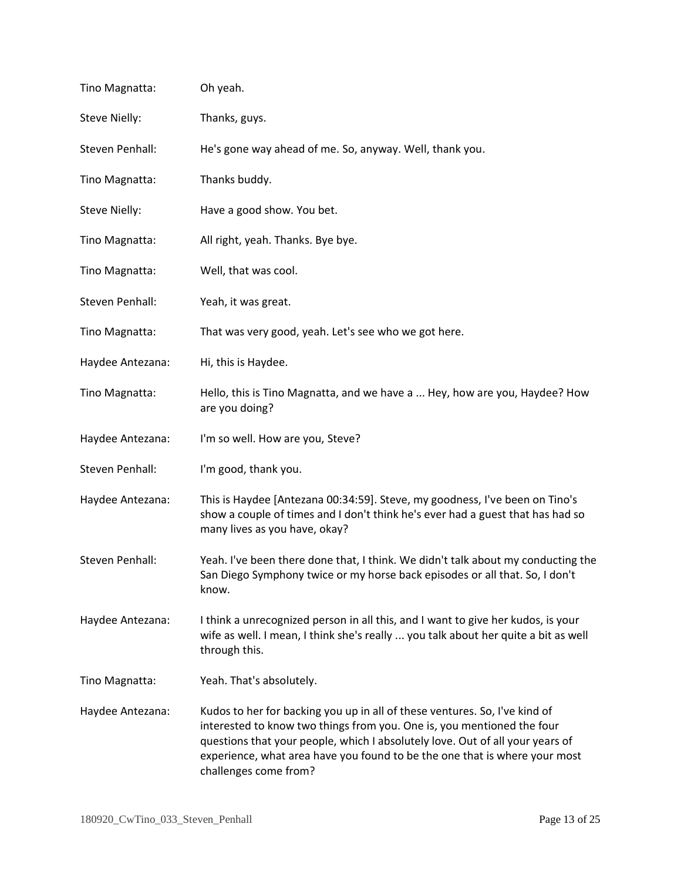Tino Magnatta: Oh yeah.

Steve Nielly: Thanks, guys.

Steven Penhall: He's gone way ahead of me. So, anyway. Well, thank you.

Tino Magnatta: Thanks buddy.

Steve Nielly: Have a good show. You bet.

Tino Magnatta: All right, yeah. Thanks. Bye bye.

Tino Magnatta: Well, that was cool.

Steven Penhall: Yeah, it was great.

Tino Magnatta: That was very good, yeah. Let's see who we got here.

Haydee Antezana: Hi, this is Haydee.

Tino Magnatta: Hello, this is Tino Magnatta, and we have a ... Hey, how are you, Haydee? How are you doing?

Haydee Antezana: I'm so well. How are you, Steve?

Steven Penhall: I'm good, thank you.

Haydee Antezana: This is Haydee [Antezana 00:34:59]. Steve, my goodness, I've been on Tino's show a couple of times and I don't think he's ever had a guest that has had so many lives as you have, okay?

Steven Penhall: Yeah. I've been there done that, I think. We didn't talk about my conducting the San Diego Symphony twice or my horse back episodes or all that. So, I don't know.

Haydee Antezana: I think a unrecognized person in all this, and I want to give her kudos, is your wife as well. I mean, I think she's really ... you talk about her quite a bit as well through this.

Tino Magnatta: Yeah. That's absolutely.

Haydee Antezana: Kudos to her for backing you up in all of these ventures. So, I've kind of interested to know two things from you. One is, you mentioned the four questions that your people, which I absolutely love. Out of all your years of experience, what area have you found to be the one that is where your most challenges come from?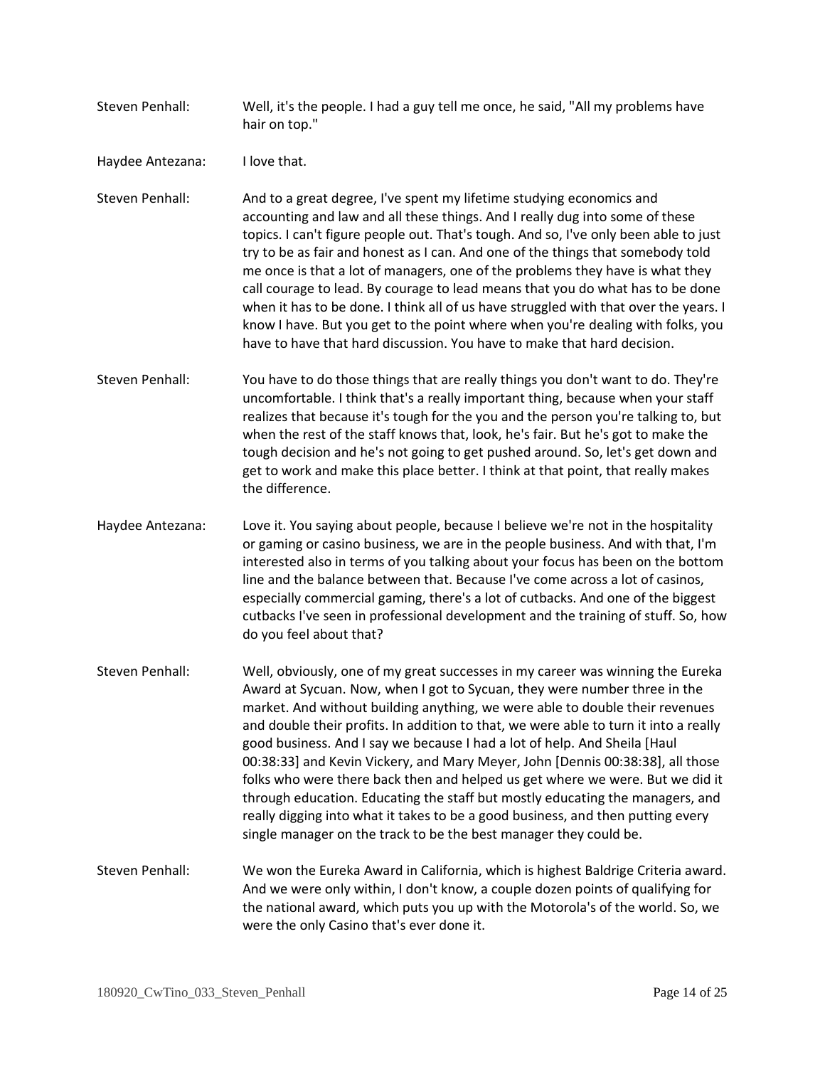Steven Penhall: Well, it's the people. I had a guy tell me once, he said, "All my problems have hair on top."

Haydee Antezana: I love that.

Steven Penhall: And to a great degree, I've spent my lifetime studying economics and accounting and law and all these things. And I really dug into some of these topics. I can't figure people out. That's tough. And so, I've only been able to just try to be as fair and honest as I can. And one of the things that somebody told me once is that a lot of managers, one of the problems they have is what they call courage to lead. By courage to lead means that you do what has to be done when it has to be done. I think all of us have struggled with that over the years. I know I have. But you get to the point where when you're dealing with folks, you have to have that hard discussion. You have to make that hard decision.

Steven Penhall: You have to do those things that are really things you don't want to do. They're uncomfortable. I think that's a really important thing, because when your staff realizes that because it's tough for the you and the person you're talking to, but when the rest of the staff knows that, look, he's fair. But he's got to make the tough decision and he's not going to get pushed around. So, let's get down and get to work and make this place better. I think at that point, that really makes the difference.

Haydee Antezana: Love it. You saying about people, because I believe we're not in the hospitality or gaming or casino business, we are in the people business. And with that, I'm interested also in terms of you talking about your focus has been on the bottom line and the balance between that. Because I've come across a lot of casinos, especially commercial gaming, there's a lot of cutbacks. And one of the biggest cutbacks I've seen in professional development and the training of stuff. So, how do you feel about that?

Steven Penhall: Well, obviously, one of my great successes in my career was winning the Eureka Award at Sycuan. Now, when I got to Sycuan, they were number three in the market. And without building anything, we were able to double their revenues and double their profits. In addition to that, we were able to turn it into a really good business. And I say we because I had a lot of help. And Sheila [Haul 00:38:33] and Kevin Vickery, and Mary Meyer, John [Dennis 00:38:38], all those folks who were there back then and helped us get where we were. But we did it through education. Educating the staff but mostly educating the managers, and really digging into what it takes to be a good business, and then putting every single manager on the track to be the best manager they could be.

Steven Penhall: We won the Eureka Award in California, which is highest Baldrige Criteria award. And we were only within, I don't know, a couple dozen points of qualifying for the national award, which puts you up with the Motorola's of the world. So, we were the only Casino that's ever done it.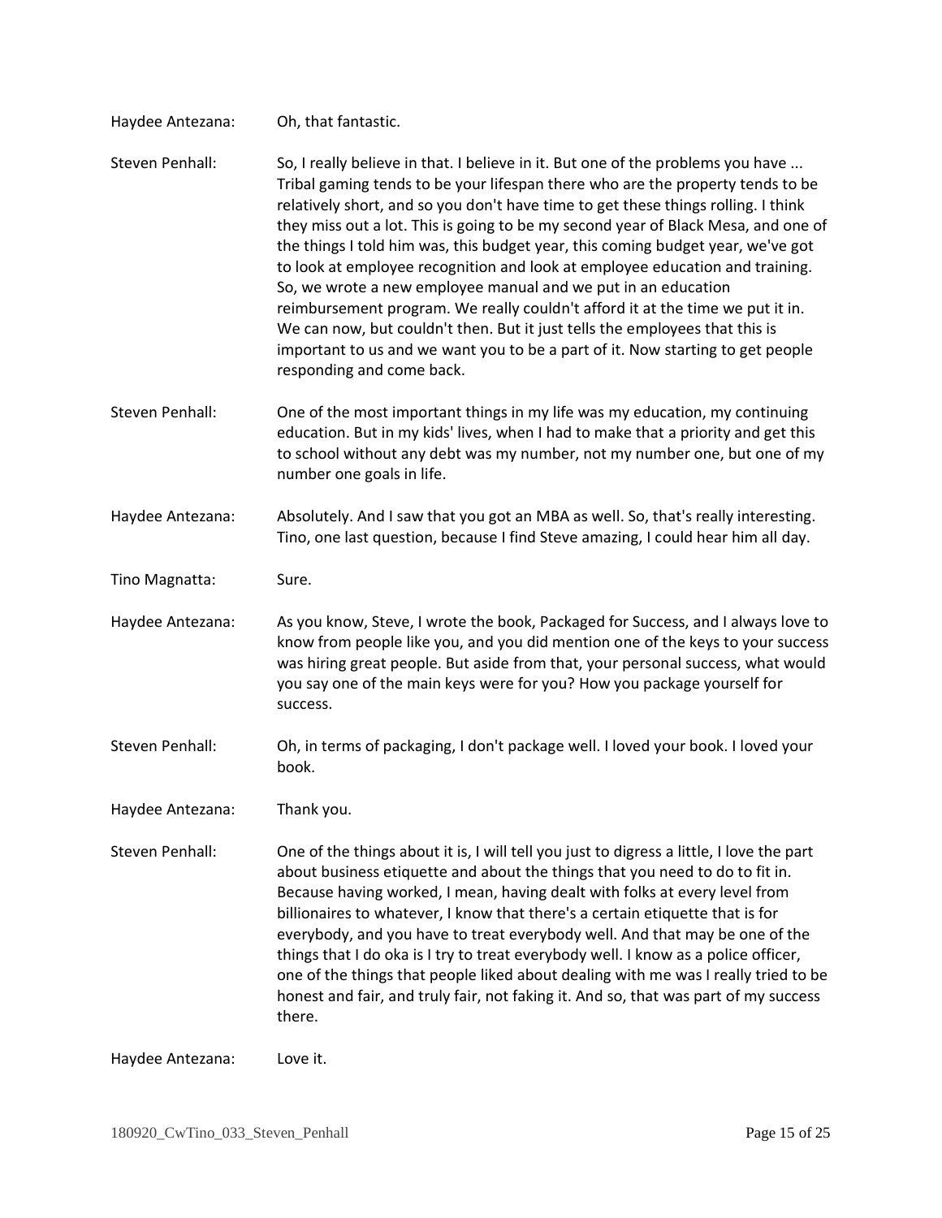Haydee Antezana: Oh, that fantastic.

Steven Penhall: So, I really believe in that. I believe in it. But one of the problems you have ... Tribal gaming tends to be your lifespan there who are the property tends to be relatively short, and so you don't have time to get these things rolling. I think they miss out a lot. This is going to be my second year of Black Mesa, and one of the things I told him was, this budget year, this coming budget year, we've got to look at employee recognition and look at employee education and training. So, we wrote a new employee manual and we put in an education reimbursement program. We really couldn't afford it at the time we put it in. We can now, but couldn't then. But it just tells the employees that this is important to us and we want you to be a part of it. Now starting to get people responding and come back.

Steven Penhall: One of the most important things in my life was my education, my continuing education. But in my kids' lives, when I had to make that a priority and get this to school without any debt was my number, not my number one, but one of my number one goals in life.

Haydee Antezana: Absolutely. And I saw that you got an MBA as well. So, that's really interesting. Tino, one last question, because I find Steve amazing, I could hear him all day.

Tino Magnatta: Sure.

Haydee Antezana: As you know, Steve, I wrote the book, Packaged for Success, and I always love to know from people like you, and you did mention one of the keys to your success was hiring great people. But aside from that, your personal success, what would you say one of the main keys were for you? How you package yourself for success.

Steven Penhall: Oh, in terms of packaging, I don't package well. I loved your book. I loved your book.

Haydee Antezana: Thank you.

Steven Penhall: One of the things about it is, I will tell you just to digress a little, I love the part about business etiquette and about the things that you need to do to fit in. Because having worked, I mean, having dealt with folks at every level from billionaires to whatever, I know that there's a certain etiquette that is for everybody, and you have to treat everybody well. And that may be one of the things that I do oka is I try to treat everybody well. I know as a police officer, one of the things that people liked about dealing with me was I really tried to be honest and fair, and truly fair, not faking it. And so, that was part of my success there.

Haydee Antezana: Love it.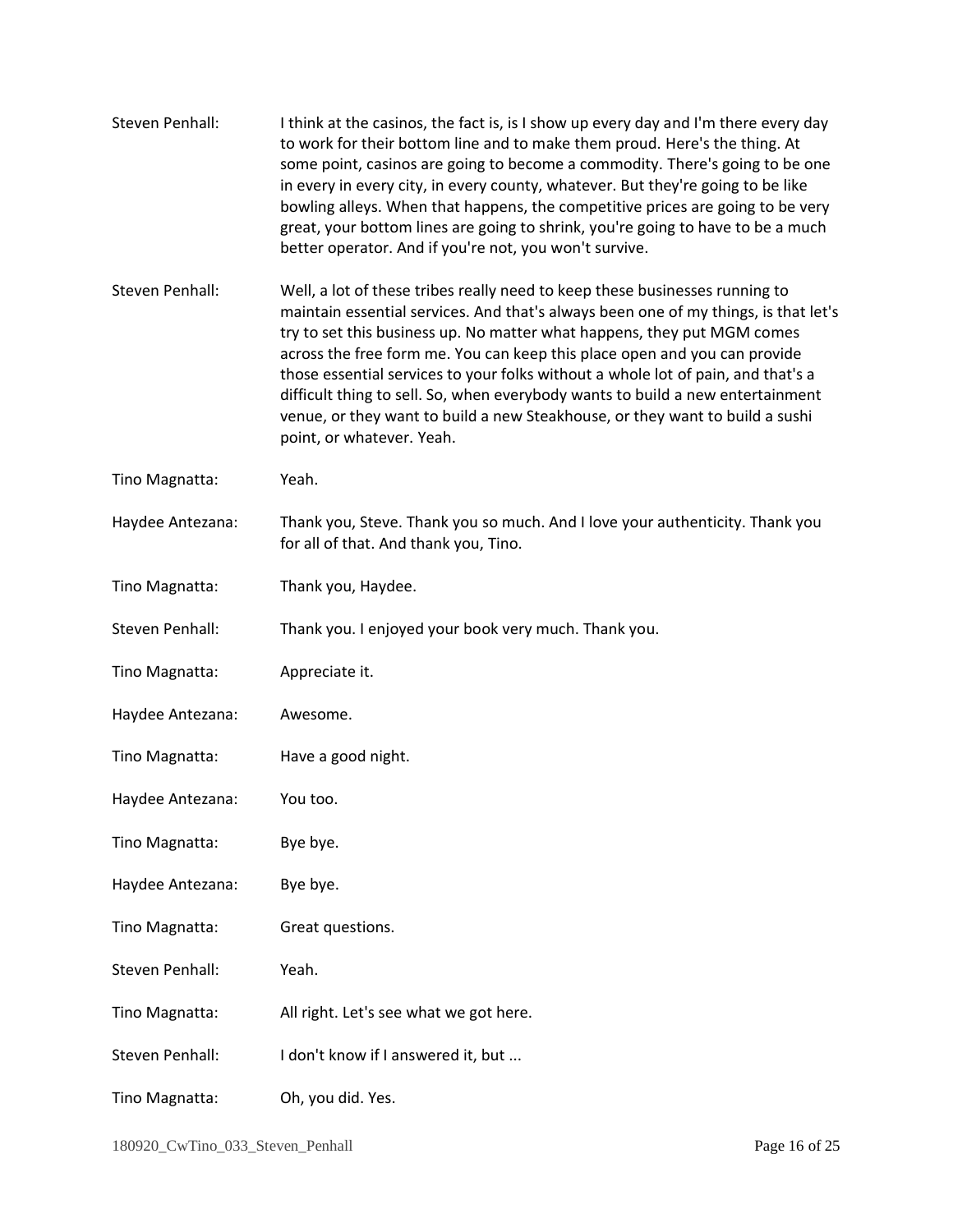Steven Penhall: I think at the casinos, the fact is, is I show up every day and I'm there every day to work for their bottom line and to make them proud. Here's the thing. At some point, casinos are going to become a commodity. There's going to be one in every in every city, in every county, whatever. But they're going to be like bowling alleys. When that happens, the competitive prices are going to be very great, your bottom lines are going to shrink, you're going to have to be a much better operator. And if you're not, you won't survive.

Steven Penhall: Well, a lot of these tribes really need to keep these businesses running to maintain essential services. And that's always been one of my things, is that let's try to set this business up. No matter what happens, they put MGM comes across the free form me. You can keep this place open and you can provide those essential services to your folks without a whole lot of pain, and that's a difficult thing to sell. So, when everybody wants to build a new entertainment venue, or they want to build a new Steakhouse, or they want to build a sushi point, or whatever. Yeah.

Tino Magnatta: Yeah.

Haydee Antezana: Thank you, Steve. Thank you so much. And I love your authenticity. Thank you for all of that. And thank you, Tino.

Tino Magnatta: Thank you, Haydee.

Steven Penhall: Thank you. I enjoyed your book very much. Thank you.

Tino Magnatta: Appreciate it.

Haydee Antezana: Awesome.

Tino Magnatta: Have a good night.

Haydee Antezana: You too.

Tino Magnatta: Bye bye.

Haydee Antezana: Bye bye.

Tino Magnatta: Great questions.

Steven Penhall: Yeah.

Tino Magnatta: All right. Let's see what we got here.

Steven Penhall: I don't know if I answered it, but ...

Tino Magnatta: Oh, you did. Yes.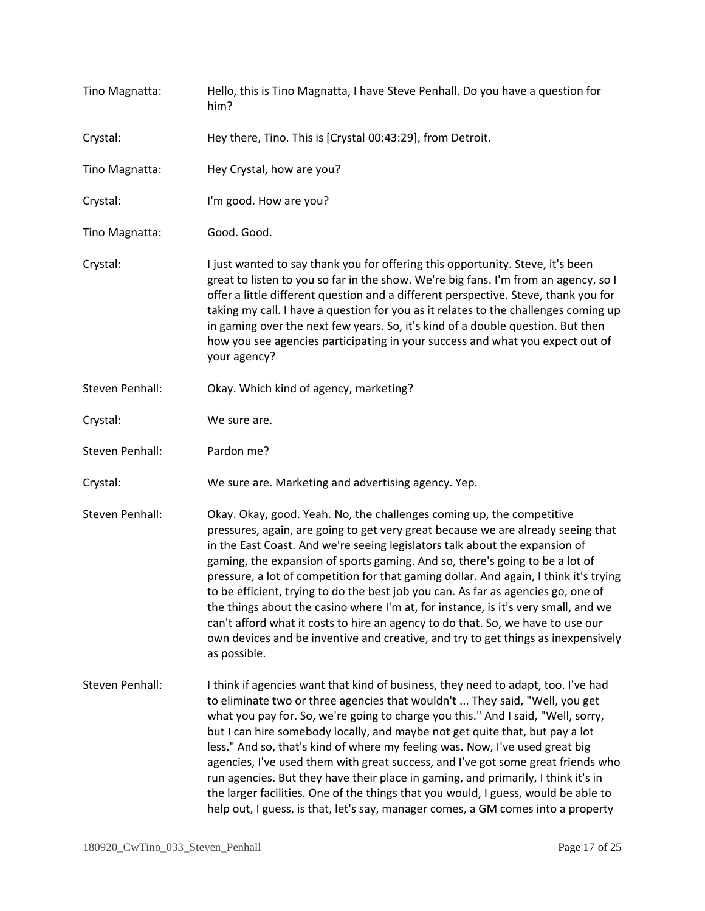Tino Magnatta: Hello, this is Tino Magnatta, I have Steve Penhall. Do you have a question for him?

Crystal: Hey there, Tino. This is [Crystal 00:43:29], from Detroit.

Tino Magnatta: Hey Crystal, how are you?

Crystal: I'm good. How are you?

Tino Magnatta: Good. Good.

Crystal: I just wanted to say thank you for offering this opportunity. Steve, it's been great to listen to you so far in the show. We're big fans. I'm from an agency, so I offer a little different question and a different perspective. Steve, thank you for taking my call. I have a question for you as it relates to the challenges coming up in gaming over the next few years. So, it's kind of a double question. But then how you see agencies participating in your success and what you expect out of your agency?

Steven Penhall: Okay. Which kind of agency, marketing?

Crystal: We sure are.

Steven Penhall: Pardon me?

Crystal: We sure are. Marketing and advertising agency. Yep.

Steven Penhall: Okay. Okay, good. Yeah. No, the challenges coming up, the competitive pressures, again, are going to get very great because we are already seeing that in the East Coast. And we're seeing legislators talk about the expansion of gaming, the expansion of sports gaming. And so, there's going to be a lot of pressure, a lot of competition for that gaming dollar. And again, I think it's trying to be efficient, trying to do the best job you can. As far as agencies go, one of the things about the casino where I'm at, for instance, is it's very small, and we can't afford what it costs to hire an agency to do that. So, we have to use our own devices and be inventive and creative, and try to get things as inexpensively as possible.

Steven Penhall: I think if agencies want that kind of business, they need to adapt, too. I've had to eliminate two or three agencies that wouldn't ... They said, "Well, you get what you pay for. So, we're going to charge you this." And I said, "Well, sorry, but I can hire somebody locally, and maybe not get quite that, but pay a lot less." And so, that's kind of where my feeling was. Now, I've used great big agencies, I've used them with great success, and I've got some great friends who run agencies. But they have their place in gaming, and primarily, I think it's in the larger facilities. One of the things that you would, I guess, would be able to help out, I guess, is that, let's say, manager comes, a GM comes into a property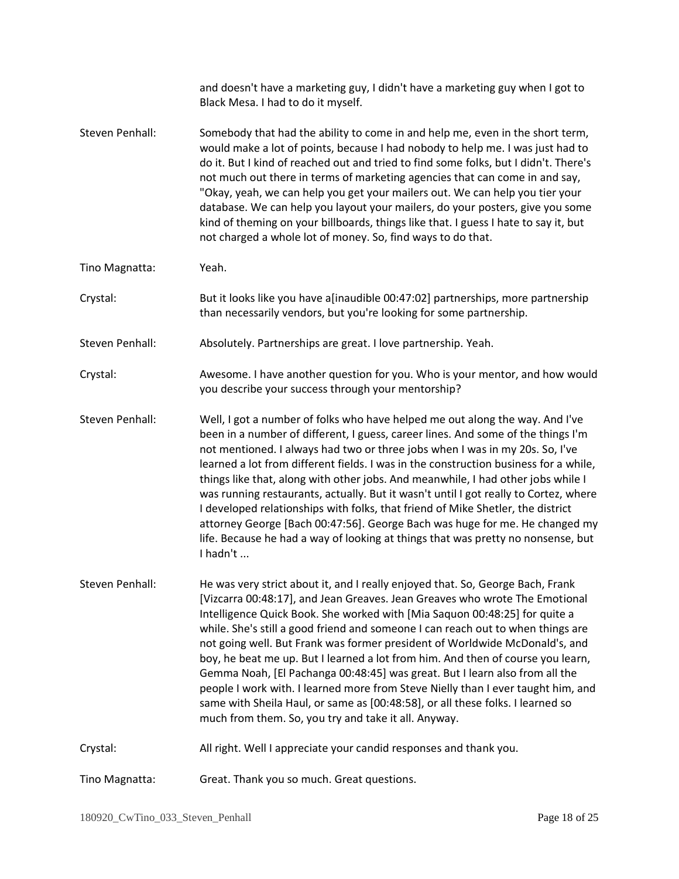and doesn't have a marketing guy, I didn't have a marketing guy when I got to Black Mesa. I had to do it myself.

Steven Penhall: Somebody that had the ability to come in and help me, even in the short term, would make a lot of points, because I had nobody to help me. I was just had to do it. But I kind of reached out and tried to find some folks, but I didn't. There's not much out there in terms of marketing agencies that can come in and say, "Okay, yeah, we can help you get your mailers out. We can help you tier your database. We can help you layout your mailers, do your posters, give you some kind of theming on your billboards, things like that. I guess I hate to say it, but not charged a whole lot of money. So, find ways to do that.

Tino Magnatta: Yeah.

Crystal: But it looks like you have a[inaudible 00:47:02] partnerships, more partnership than necessarily vendors, but you're looking for some partnership.

Steven Penhall: Absolutely. Partnerships are great. I love partnership. Yeah.

Crystal: Awesome. I have another question for you. Who is your mentor, and how would you describe your success through your mentorship?

Steven Penhall: Well, I got a number of folks who have helped me out along the way. And I've been in a number of different, I guess, career lines. And some of the things I'm not mentioned. I always had two or three jobs when I was in my 20s. So, I've learned a lot from different fields. I was in the construction business for a while, things like that, along with other jobs. And meanwhile, I had other jobs while I was running restaurants, actually. But it wasn't until I got really to Cortez, where I developed relationships with folks, that friend of Mike Shetler, the district attorney George [Bach 00:47:56]. George Bach was huge for me. He changed my life. Because he had a way of looking at things that was pretty no nonsense, but I hadn't ...

Steven Penhall: He was very strict about it, and I really enjoyed that. So, George Bach, Frank [Vizcarra 00:48:17], and Jean Greaves. Jean Greaves who wrote The Emotional Intelligence Quick Book. She worked with [Mia Saquon 00:48:25] for quite a while. She's still a good friend and someone I can reach out to when things are not going well. But Frank was former president of Worldwide McDonald's, and boy, he beat me up. But I learned a lot from him. And then of course you learn, Gemma Noah, [El Pachanga 00:48:45] was great. But I learn also from all the people I work with. I learned more from Steve Nielly than I ever taught him, and same with Sheila Haul, or same as [00:48:58], or all these folks. I learned so much from them. So, you try and take it all. Anyway.

Crystal: All right. Well I appreciate your candid responses and thank you.

Tino Magnatta: Great. Thank you so much. Great questions.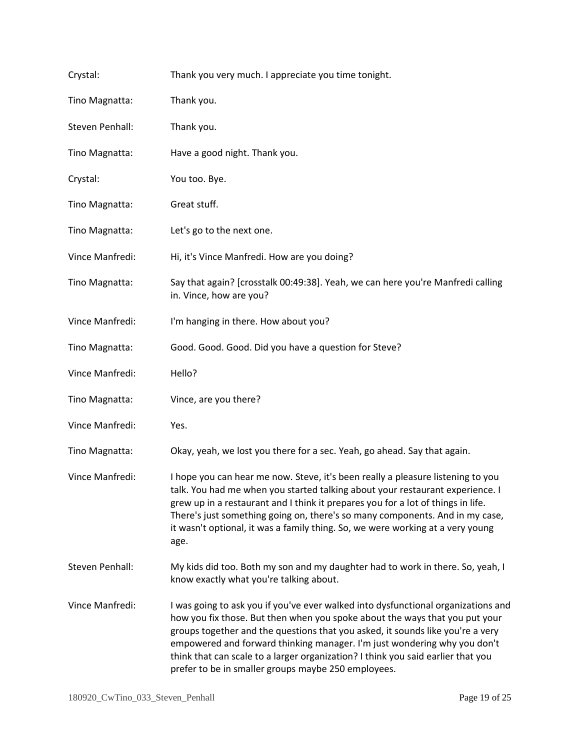Crystal: Thank you very much. I appreciate you time tonight.

Tino Magnatta: Thank you.

Steven Penhall: Thank you.

Tino Magnatta: Have a good night. Thank you.

Crystal: You too. Bye.

Tino Magnatta: Great stuff.

Tino Magnatta: Let's go to the next one.

Vince Manfredi: Hi, it's Vince Manfredi. How are you doing?

Tino Magnatta: Say that again? [crosstalk 00:49:38]. Yeah, we can here you're Manfredi calling in. Vince, how are you?

Vince Manfredi: I'm hanging in there. How about you?

Tino Magnatta: Good. Good. Good. Did you have a question for Steve?

Vince Manfredi: Hello?

Tino Magnatta: Vince, are you there?

Vince Manfredi: Yes.

Tino Magnatta: Okay, yeah, we lost you there for a sec. Yeah, go ahead. Say that again.

Vince Manfredi: I hope you can hear me now. Steve, it's been really a pleasure listening to you talk. You had me when you started talking about your restaurant experience. I grew up in a restaurant and I think it prepares you for a lot of things in life. There's just something going on, there's so many components. And in my case, it wasn't optional, it was a family thing. So, we were working at a very young age.

Steven Penhall: My kids did too. Both my son and my daughter had to work in there. So, yeah, I know exactly what you're talking about.

Vince Manfredi: I was going to ask you if you've ever walked into dysfunctional organizations and how you fix those. But then when you spoke about the ways that you put your groups together and the questions that you asked, it sounds like you're a very empowered and forward thinking manager. I'm just wondering why you don't think that can scale to a larger organization? I think you said earlier that you prefer to be in smaller groups maybe 250 employees.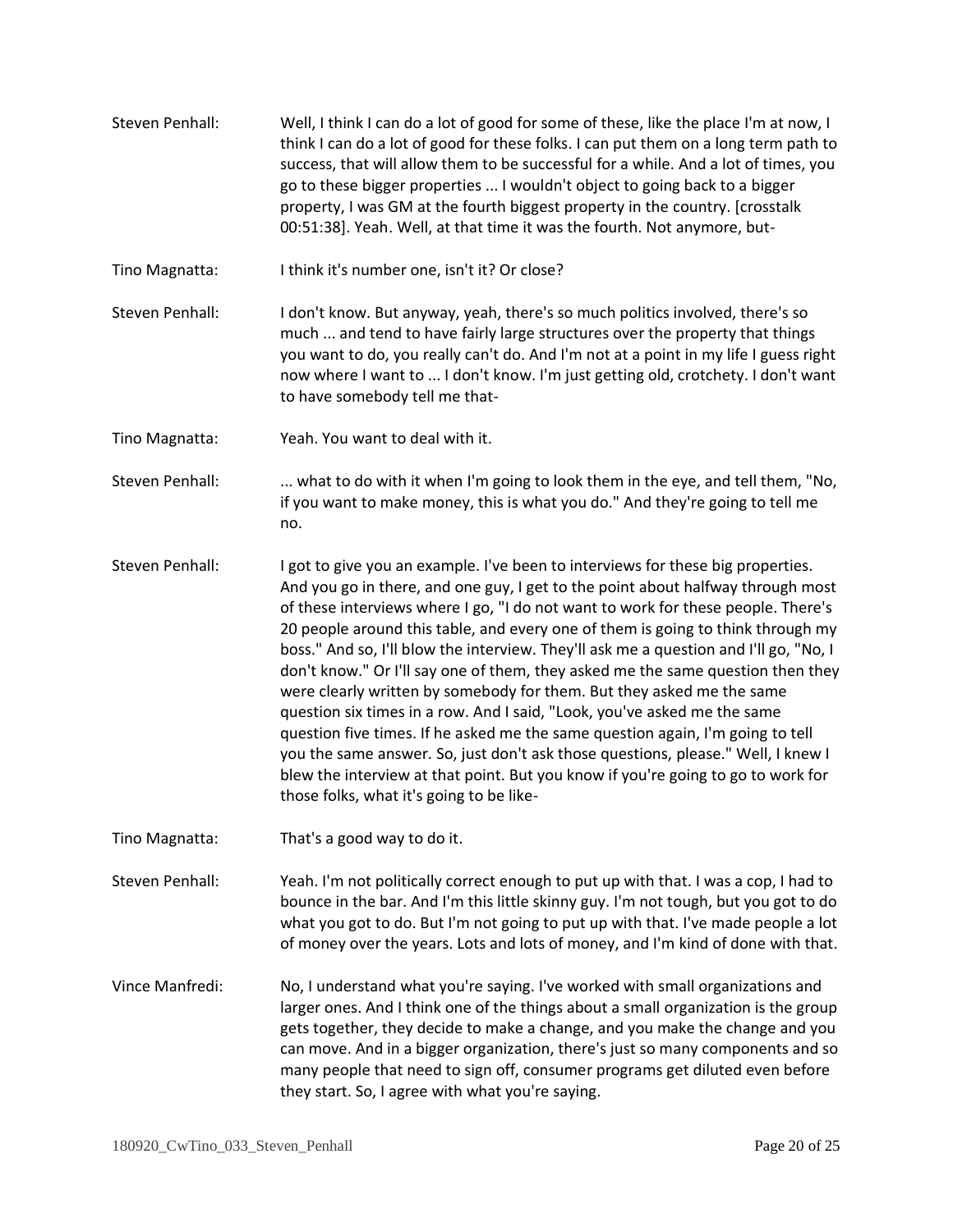Steven Penhall: Well, I think I can do a lot of good for some of these, like the place I'm at now, I think I can do a lot of good for these folks. I can put them on a long term path to success, that will allow them to be successful for a while. And a lot of times, you go to these bigger properties ... I wouldn't object to going back to a bigger property, I was GM at the fourth biggest property in the country. [crosstalk 00:51:38]. Yeah. Well, at that time it was the fourth. Not anymore, but-

Tino Magnatta: I think it's number one, isn't it? Or close?

Steven Penhall: I don't know. But anyway, yeah, there's so much politics involved, there's so much ... and tend to have fairly large structures over the property that things you want to do, you really can't do. And I'm not at a point in my life I guess right now where I want to ... I don't know. I'm just getting old, crotchety. I don't want to have somebody tell me that-

Tino Magnatta: Yeah. You want to deal with it.

Steven Penhall: ... what to do with it when I'm going to look them in the eye, and tell them, "No, if you want to make money, this is what you do." And they're going to tell me no.

Steven Penhall: I got to give you an example. I've been to interviews for these big properties. And you go in there, and one guy, I get to the point about halfway through most of these interviews where I go, "I do not want to work for these people. There's 20 people around this table, and every one of them is going to think through my boss." And so, I'll blow the interview. They'll ask me a question and I'll go, "No, I don't know." Or I'll say one of them, they asked me the same question then they were clearly written by somebody for them. But they asked me the same question six times in a row. And I said, "Look, you've asked me the same question five times. If he asked me the same question again, I'm going to tell you the same answer. So, just don't ask those questions, please." Well, I knew I blew the interview at that point. But you know if you're going to go to work for those folks, what it's going to be like-

Tino Magnatta: That's a good way to do it.

Steven Penhall: Yeah. I'm not politically correct enough to put up with that. I was a cop, I had to bounce in the bar. And I'm this little skinny guy. I'm not tough, but you got to do what you got to do. But I'm not going to put up with that. I've made people a lot of money over the years. Lots and lots of money, and I'm kind of done with that.

Vince Manfredi: No, I understand what you're saying. I've worked with small organizations and larger ones. And I think one of the things about a small organization is the group gets together, they decide to make a change, and you make the change and you can move. And in a bigger organization, there's just so many components and so many people that need to sign off, consumer programs get diluted even before they start. So, I agree with what you're saying.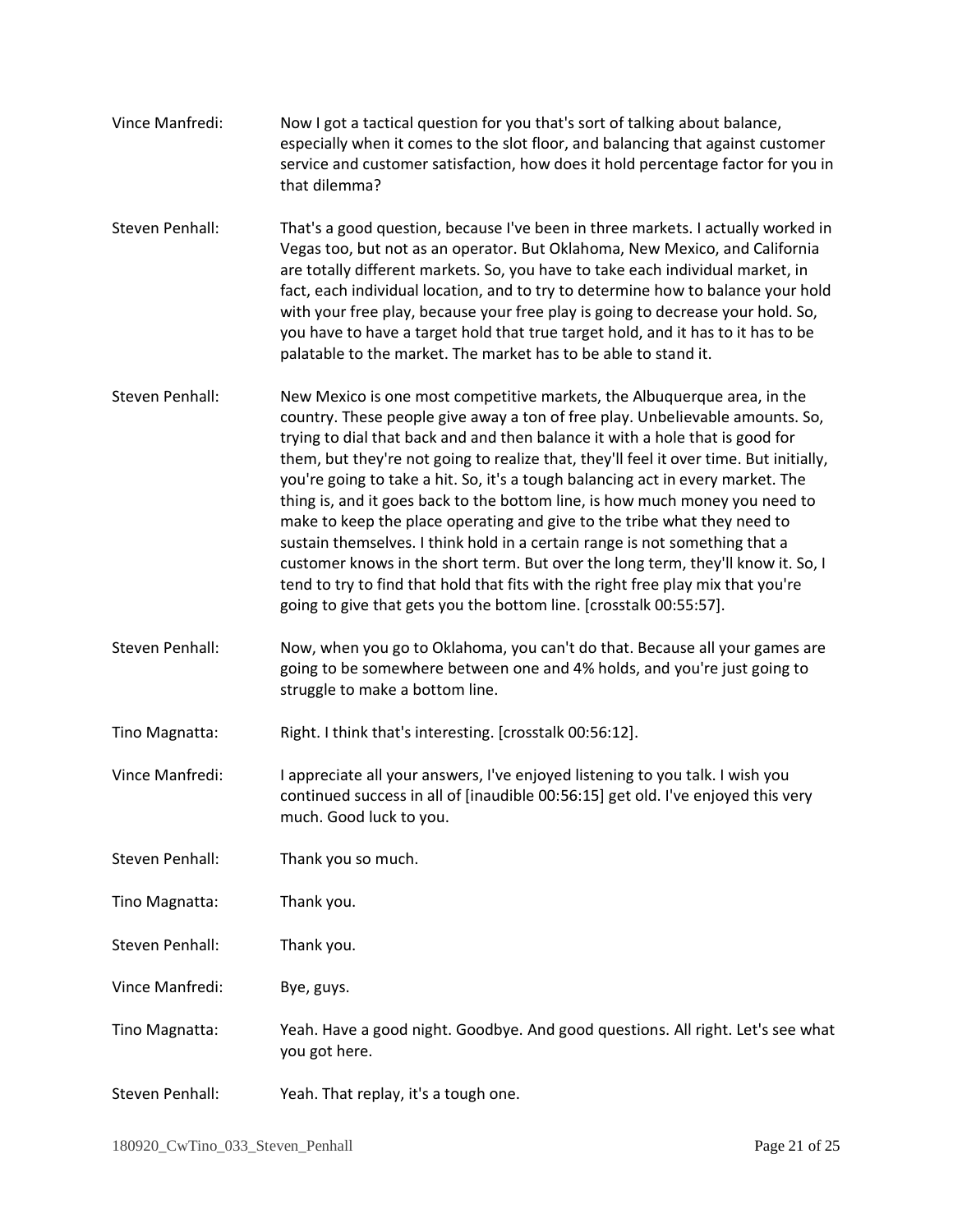Vince Manfredi: Now I got a tactical question for you that's sort of talking about balance, especially when it comes to the slot floor, and balancing that against customer service and customer satisfaction, how does it hold percentage factor for you in that dilemma?

Steven Penhall: That's a good question, because I've been in three markets. I actually worked in Vegas too, but not as an operator. But Oklahoma, New Mexico, and California are totally different markets. So, you have to take each individual market, in fact, each individual location, and to try to determine how to balance your hold with your free play, because your free play is going to decrease your hold. So, you have to have a target hold that true target hold, and it has to it has to be palatable to the market. The market has to be able to stand it.

Steven Penhall: New Mexico is one most competitive markets, the Albuquerque area, in the country. These people give away a ton of free play. Unbelievable amounts. So, trying to dial that back and and then balance it with a hole that is good for them, but they're not going to realize that, they'll feel it over time. But initially, you're going to take a hit. So, it's a tough balancing act in every market. The thing is, and it goes back to the bottom line, is how much money you need to make to keep the place operating and give to the tribe what they need to sustain themselves. I think hold in a certain range is not something that a customer knows in the short term. But over the long term, they'll know it. So, I tend to try to find that hold that fits with the right free play mix that you're going to give that gets you the bottom line. [crosstalk 00:55:57].

Steven Penhall: Now, when you go to Oklahoma, you can't do that. Because all your games are going to be somewhere between one and 4% holds, and you're just going to struggle to make a bottom line.

Tino Magnatta: Right. I think that's interesting. [crosstalk 00:56:12].

Vince Manfredi: I appreciate all your answers, I've enjoyed listening to you talk. I wish you continued success in all of [inaudible 00:56:15] get old. I've enjoyed this very much. Good luck to you.

Steven Penhall: Thank you so much.

Tino Magnatta: Thank you.

Steven Penhall: Thank you.

Vince Manfredi: Bye, guys.

Tino Magnatta: Yeah. Have a good night. Goodbye. And good questions. All right. Let's see what you got here.

Steven Penhall: Yeah. That replay, it's a tough one.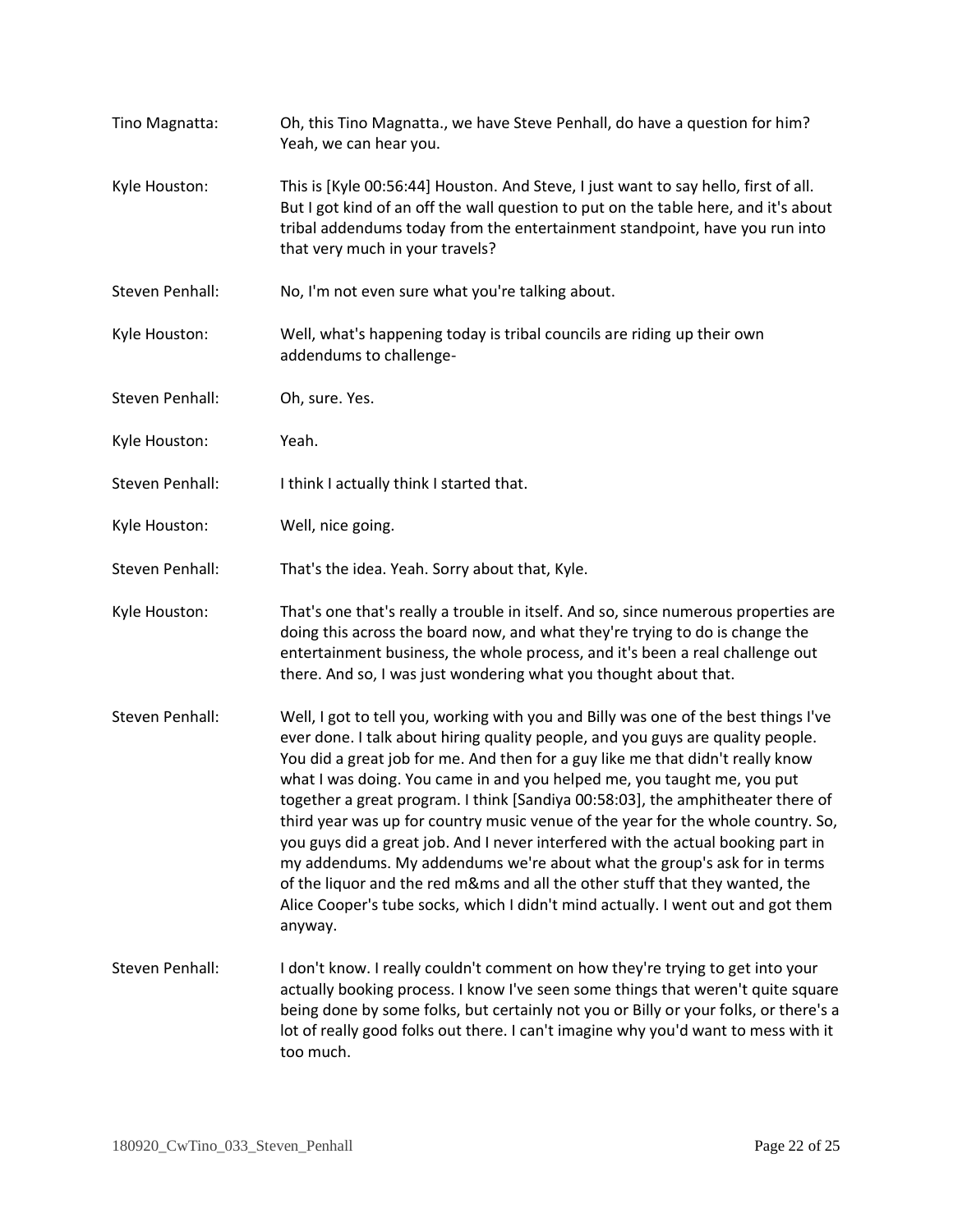Tino Magnatta: Oh, this Tino Magnatta., we have Steve Penhall, do have a question for him? Yeah, we can hear you.

Kyle Houston: This is [Kyle 00:56:44] Houston. And Steve, I just want to say hello, first of all. But I got kind of an off the wall question to put on the table here, and it's about tribal addendums today from the entertainment standpoint, have you run into that very much in your travels?

Steven Penhall: No, I'm not even sure what you're talking about.

Kyle Houston: Well, what's happening today is tribal councils are riding up their own addendums to challenge-

Steven Penhall: Oh, sure. Yes.

Kyle Houston: Yeah.

Steven Penhall: I think I actually think I started that.

Kyle Houston: Well, nice going.

Steven Penhall: That's the idea. Yeah. Sorry about that, Kyle.

Kyle Houston: That's one that's really a trouble in itself. And so, since numerous properties are doing this across the board now, and what they're trying to do is change the entertainment business, the whole process, and it's been a real challenge out there. And so, I was just wondering what you thought about that.

Steven Penhall: Well, I got to tell you, working with you and Billy was one of the best things I've ever done. I talk about hiring quality people, and you guys are quality people. You did a great job for me. And then for a guy like me that didn't really know what I was doing. You came in and you helped me, you taught me, you put together a great program. I think [Sandiya 00:58:03], the amphitheater there of third year was up for country music venue of the year for the whole country. So, you guys did a great job. And I never interfered with the actual booking part in my addendums. My addendums we're about what the group's ask for in terms of the liquor and the red m&ms and all the other stuff that they wanted, the Alice Cooper's tube socks, which I didn't mind actually. I went out and got them anyway.

Steven Penhall: I don't know. I really couldn't comment on how they're trying to get into your actually booking process. I know I've seen some things that weren't quite square being done by some folks, but certainly not you or Billy or your folks, or there's a lot of really good folks out there. I can't imagine why you'd want to mess with it too much.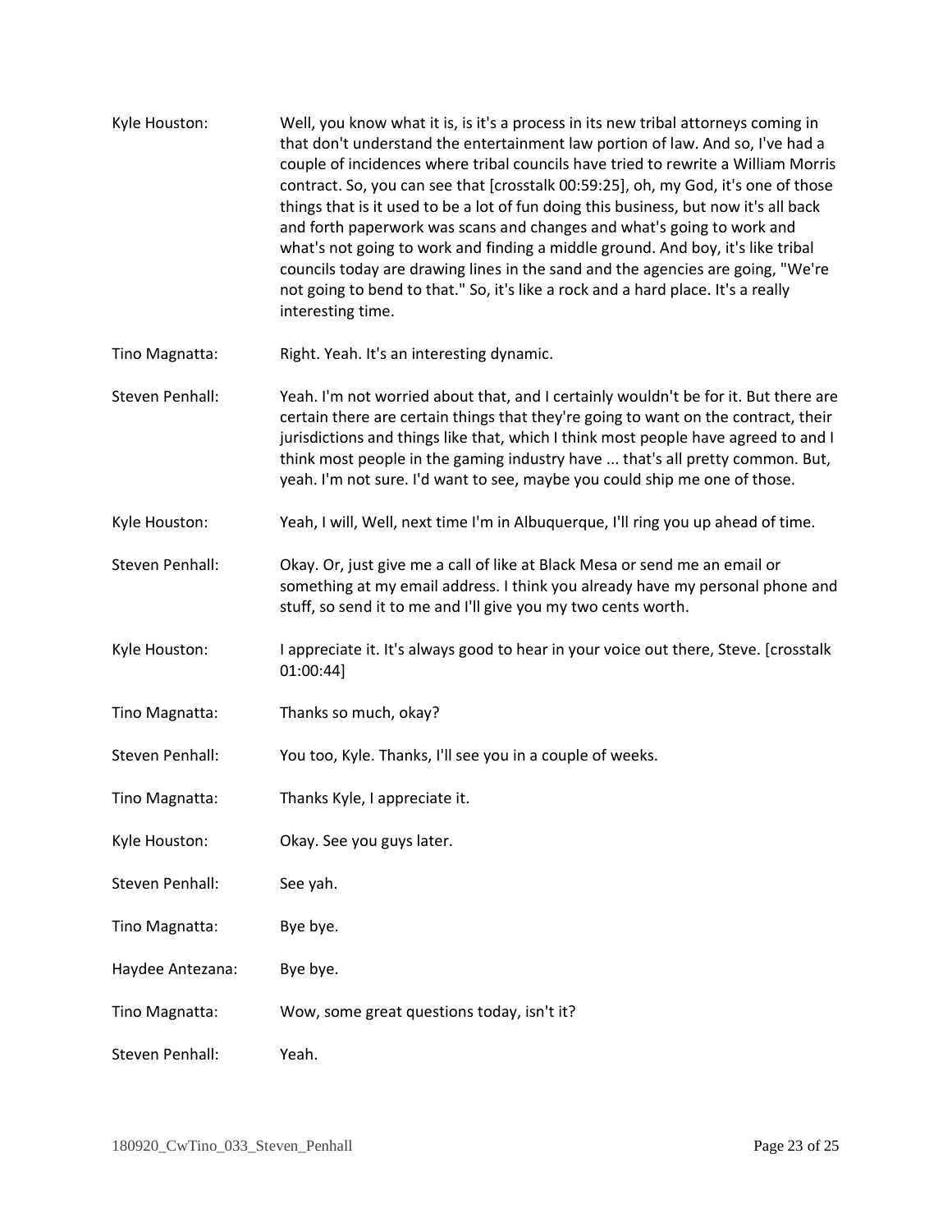Kyle Houston: Well, you know what it is, is it's a process in its new tribal attorneys coming in that don't understand the entertainment law portion of law. And so, I've had a couple of incidences where tribal councils have tried to rewrite a William Morris contract. So, you can see that [crosstalk 00:59:25], oh, my God, it's one of those things that is it used to be a lot of fun doing this business, but now it's all back and forth paperwork was scans and changes and what's going to work and what's not going to work and finding a middle ground. And boy, it's like tribal councils today are drawing lines in the sand and the agencies are going, "We're not going to bend to that." So, it's like a rock and a hard place. It's a really interesting time.

Tino Magnatta: Right. Yeah. It's an interesting dynamic.

Steven Penhall: Yeah. I'm not worried about that, and I certainly wouldn't be for it. But there are certain there are certain things that they're going to want on the contract, their jurisdictions and things like that, which I think most people have agreed to and I think most people in the gaming industry have ... that's all pretty common. But, yeah. I'm not sure. I'd want to see, maybe you could ship me one of those.

Kyle Houston: Yeah, I will, Well, next time I'm in Albuquerque, I'll ring you up ahead of time.

Steven Penhall: Okay. Or, just give me a call of like at Black Mesa or send me an email or something at my email address. I think you already have my personal phone and stuff, so send it to me and I'll give you my two cents worth.

Kyle Houston: I appreciate it. It's always good to hear in your voice out there, Steve. [crosstalk 01:00:44]

Tino Magnatta: Thanks so much, okay?

Steven Penhall: You too, Kyle. Thanks, I'll see you in a couple of weeks.

Tino Magnatta: Thanks Kyle, I appreciate it.

Kyle Houston: Okay. See you guys later.

Steven Penhall: See yah.

Tino Magnatta: Bye bye.

Haydee Antezana: Bye bye.

Tino Magnatta: Wow, some great questions today, isn't it?

Steven Penhall: Yeah.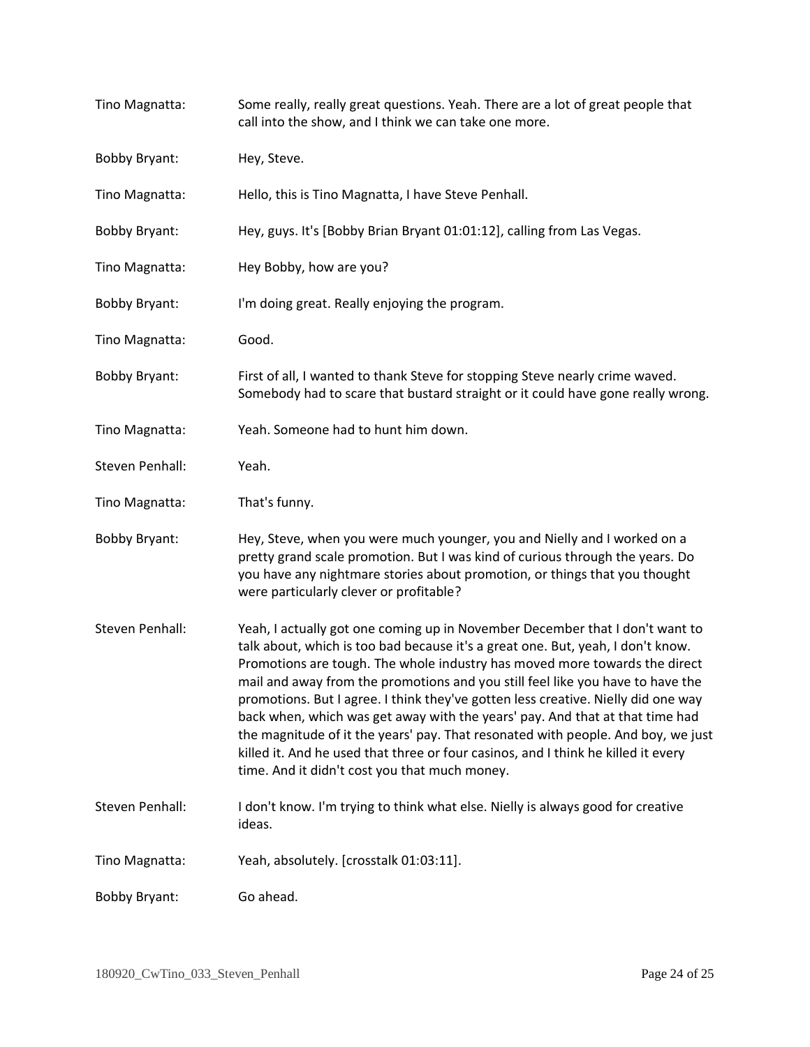Tino Magnatta: Some really, really great questions. Yeah. There are a lot of great people that call into the show, and I think we can take one more.

Bobby Bryant: Hey, Steve.

Tino Magnatta: Hello, this is Tino Magnatta, I have Steve Penhall.

Bobby Bryant: Hey, guys. It's [Bobby Brian Bryant 01:01:12], calling from Las Vegas.

Tino Magnatta: Hey Bobby, how are you?

Bobby Bryant: I'm doing great. Really enjoying the program.

Tino Magnatta: Good.

Bobby Bryant: First of all, I wanted to thank Steve for stopping Steve nearly crime waved. Somebody had to scare that bustard straight or it could have gone really wrong.

Tino Magnatta: Yeah. Someone had to hunt him down.

Steven Penhall: Yeah.

Tino Magnatta: That's funny.

Bobby Bryant: Hey, Steve, when you were much younger, you and Nielly and I worked on a pretty grand scale promotion. But I was kind of curious through the years. Do you have any nightmare stories about promotion, or things that you thought were particularly clever or profitable?

Steven Penhall: Yeah, I actually got one coming up in November December that I don't want to talk about, which is too bad because it's a great one. But, yeah, I don't know. Promotions are tough. The whole industry has moved more towards the direct mail and away from the promotions and you still feel like you have to have the promotions. But I agree. I think they've gotten less creative. Nielly did one way back when, which was get away with the years' pay. And that at that time had the magnitude of it the years' pay. That resonated with people. And boy, we just killed it. And he used that three or four casinos, and I think he killed it every time. And it didn't cost you that much money.

Steven Penhall: I don't know. I'm trying to think what else. Nielly is always good for creative ideas.

Tino Magnatta: Yeah, absolutely. [crosstalk 01:03:11].

Bobby Bryant: Go ahead.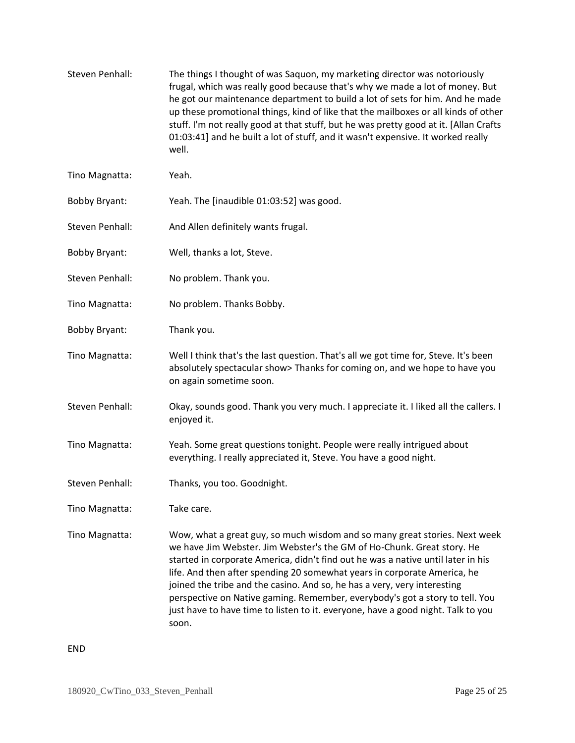Steven Penhall: The things I thought of was Saquon, my marketing director was notoriously frugal, which was really good because that's why we made a lot of money. But he got our maintenance department to build a lot of sets for him. And he made up these promotional things, kind of like that the mailboxes or all kinds of other stuff. I'm not really good at that stuff, but he was pretty good at it. [Allan Crafts 01:03:41] and he built a lot of stuff, and it wasn't expensive. It worked really well.

Tino Magnatta: Yeah.

Bobby Bryant: Yeah. The [inaudible 01:03:52] was good.

Steven Penhall: And Allen definitely wants frugal.

Bobby Bryant: Well, thanks a lot, Steve.

Steven Penhall: No problem. Thank you.

Tino Magnatta: No problem. Thanks Bobby.

Bobby Bryant: Thank you.

Tino Magnatta: Well I think that's the last question. That's all we got time for, Steve. It's been absolutely spectacular show> Thanks for coming on, and we hope to have you on again sometime soon.

Steven Penhall: Okay, sounds good. Thank you very much. I appreciate it. I liked all the callers. I enjoyed it.

Tino Magnatta: Yeah. Some great questions tonight. People were really intrigued about everything. I really appreciated it, Steve. You have a good night.

Steven Penhall: Thanks, you too. Goodnight.

Tino Magnatta: Take care.

Tino Magnatta: Wow, what a great guy, so much wisdom and so many great stories. Next week we have Jim Webster. Jim Webster's the GM of Ho-Chunk. Great story. He started in corporate America, didn't find out he was a native until later in his life. And then after spending 20 somewhat years in corporate America, he joined the tribe and the casino. And so, he has a very, very interesting perspective on Native gaming. Remember, everybody's got a story to tell. You just have to have time to listen to it. everyone, have a good night. Talk to you soon.

END